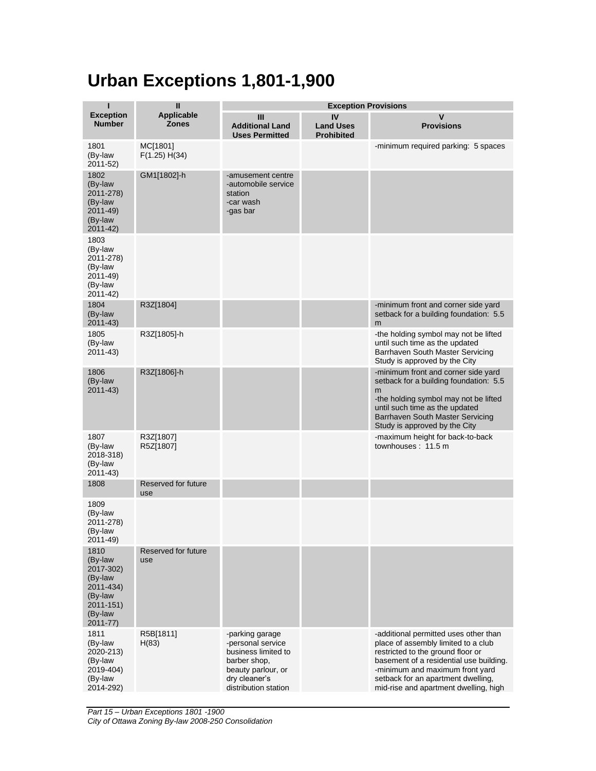# Urban Exceptions 1,801-1,900

| I<br>Exception Number | II<br>Applicable Zones | Exception Provisions | | |
|---|---|---|---|---|
| | | III<br>Additional Land Uses Permitted | IV<br>Land Uses Prohibited | V<br>Provisions |
| 1801<br>(By-law 2011-52) | MC[1801] F(1.25) H(34) | | | -minimum required parking: 5 spaces |
| 1802<br>(By-law 2011-278)<br>(By-law 2011-49)<br>(By-law 2011-42) | GM1[1802]-h | -amusement centre<br>-automobile service station<br>-car wash<br>-gas bar | | |
| 1803<br>(By-law 2011-278)<br>(By-law 2011-49)<br>(By-law 2011-42) | | | | |
| 1804<br>(By-law 2011-43) | R3Z[1804] | | | -minimum front and corner side yard setback for a building foundation: 5.5 m |
| 1805<br>(By-law 2011-43) | R3Z[1805]-h | | | -the holding symbol may not be lifted until such time as the updated Barrhaven South Master Servicing Study is approved by the City |
| 1806<br>(By-law 2011-43) | R3Z[1806]-h | | | -minimum front and corner side yard setback for a building foundation: 5.5 m<br>-the holding symbol may not be lifted until such time as the updated Barrhaven South Master Servicing Study is approved by the City |
| 1807<br>(By-law 2018-318)<br>(By-law 2011-43) | R3Z[1807]<br>R5Z[1807] | | | -maximum height for back-to-back townhouses : 11.5 m |
| 1808 | Reserved for future use | | | |
| 1809<br>(By-law 2011-278)<br>(By-law 2011-49) | | | | |
| 1810<br>(By-law 2017-302)<br>(By-law 2011-434)<br>(By-law 2011-151)<br>(By-law 2011-77) | Reserved for future use | | | |
| 1811<br>(By-law 2020-213)<br>(By-law 2019-404)<br>(By-law 2014-292) | R5B[1811] H(83) | -parking garage<br>-personal service business limited to barber shop, beauty parlour, or dry cleaner's distribution station | | -additional permitted uses other than place of assembly limited to a club restricted to the ground floor or basement of a residential use building.<br>-minimum and maximum front yard setback for an apartment dwelling, mid-rise and apartment dwelling, high |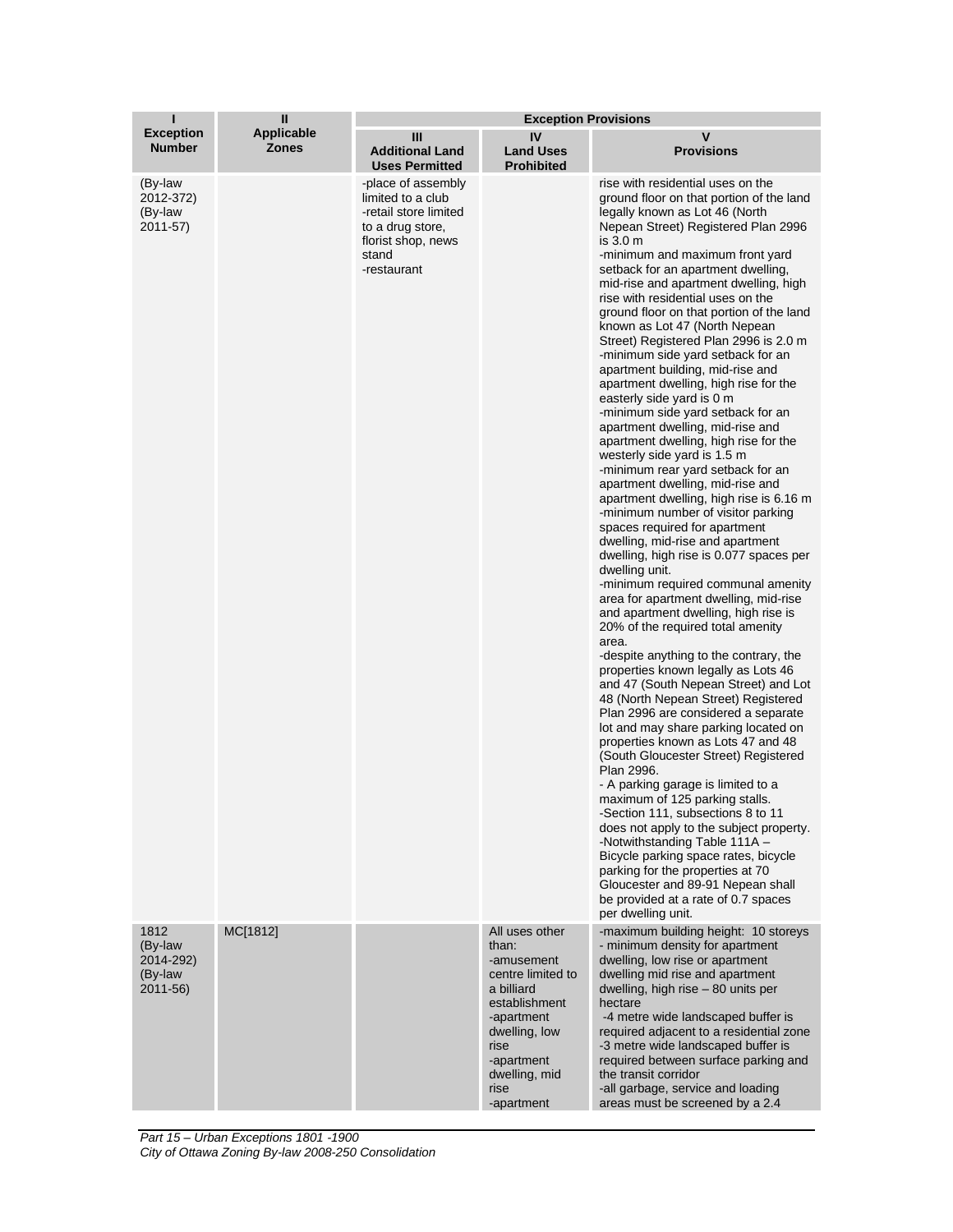| I<br>Exception Number | II<br>Applicable Zones | Exception Provisions | | |
|---|---|---|---|---|
| | | III<br>Additional Land Uses Permitted | IV<br>Land Uses Prohibited | V<br>Provisions |
| (By-law 2012-372)<br>(By-law 2011-57) | | -place of assembly limited to a club<br>-retail store limited to a drug store, florist shop, news stand<br>-restaurant | | rise with residential uses on the ground floor on that portion of the land legally known as Lot 46 (North Nepean Street) Registered Plan 2996 is 3.0 m<br>-minimum and maximum front yard setback for an apartment dwelling, mid-rise and apartment dwelling, high rise with residential uses on the ground floor on that portion of the land known as Lot 47 (North Nepean Street) Registered Plan 2996 is 2.0 m<br>-minimum side yard setback for an apartment building, mid-rise and apartment dwelling, high rise for the easterly side yard is 0 m<br>-minimum side yard setback for an apartment dwelling, mid-rise and apartment dwelling, high rise for the westerly side yard is 1.5 m<br>-minimum rear yard setback for an apartment dwelling, mid-rise and apartment dwelling, high rise is 6.16 m<br>-minimum number of visitor parking spaces required for apartment dwelling, mid-rise and apartment dwelling, high rise is 0.077 spaces per dwelling unit.<br>-minimum required communal amenity area for apartment dwelling, mid-rise and apartment dwelling, high rise is 20% of the required total amenity area.<br>-despite anything to the contrary, the properties known legally as Lots 46 and 47 (South Nepean Street) and Lot 48 (North Nepean Street) Registered Plan 2996 are considered a separate lot and may share parking located on properties known as Lots 47 and 48 (South Gloucester Street) Registered Plan 2996.<br>- A parking garage is limited to a maximum of 125 parking stalls.<br>-Section 111, subsections 8 to 11 does not apply to the subject property.<br>-Notwithstanding Table 111A – Bicycle parking space rates, bicycle parking for the properties at 70 Gloucester and 89-91 Nepean shall be provided at a rate of 0.7 spaces per dwelling unit. |
| 1812<br>(By-law 2014-292)<br>(By-law 2011-56) | MC[1812] | | All uses other than:<br>-amusement centre limited to a billiard establishment<br>-apartment dwelling, low rise<br>-apartment dwelling, mid rise<br>-apartment | -maximum building height: 10 storeys<br>- minimum density for apartment dwelling, low rise or apartment dwelling mid rise and apartment dwelling, high rise – 80 units per hectare<br>-4 metre wide landscaped buffer is required adjacent to a residential zone<br>-3 metre wide landscaped buffer is required between surface parking and the transit corridor<br>-all garbage, service and loading areas must be screened by a 2.4 |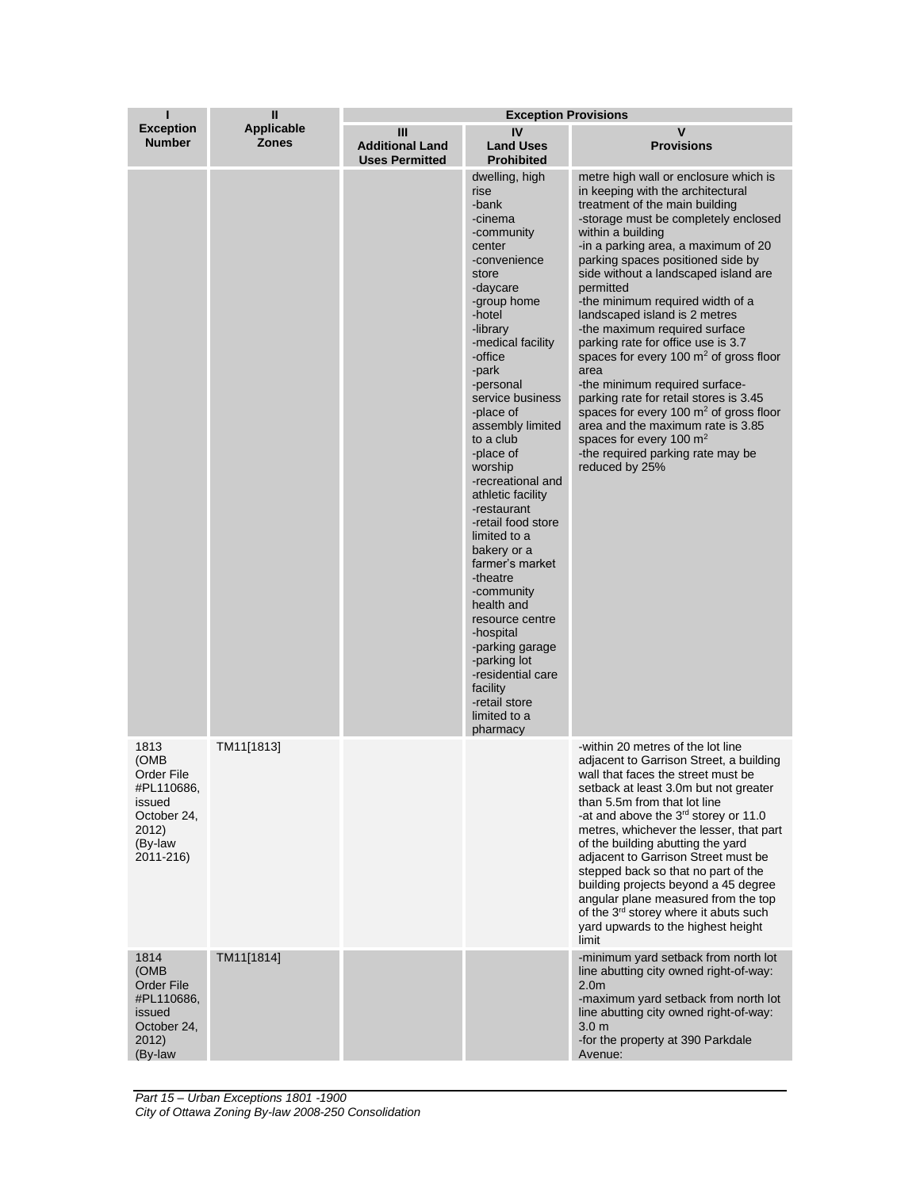| I<br>Exception Number | II<br>Applicable Zones | Exception Provisions | | |
|---|---|---|---|---|
| | | III<br>Additional Land Uses Permitted | IV<br>Land Uses Prohibited | V<br>Provisions |
| | | | dwelling, high rise<br>-bank<br>-cinema<br>-community center<br>-convenience store<br>-daycare<br>-group home<br>-hotel<br>-library<br>-medical facility<br>-office<br>-park<br>-personal service business<br>-place of assembly limited to a club<br>-place of worship<br>-recreational and athletic facility<br>-restaurant<br>-retail food store limited to a bakery or a farmer's market<br>-theatre<br>-community health and resource centre<br>-hospital<br>-parking garage<br>-parking lot<br>-residential care facility<br>-retail store limited to a pharmacy | metre high wall or enclosure which is in keeping with the architectural treatment of the main building<br>-storage must be completely enclosed within a building<br>-in a parking area, a maximum of 20 parking spaces positioned side by side without a landscaped island are permitted<br>-the minimum required width of a landscaped island is 2 metres<br>-the maximum required surface parking rate for office use is 3.7 spaces for every 100 m$^2$ of gross floor area<br>-the minimum required surface-parking rate for retail stores is 3.45 spaces for every 100 m$^2$ of gross floor area and the maximum rate is 3.85 spaces for every 100 m$^2$<br>-the required parking rate may be reduced by 25% |
| 1813 (OMB Order File #PL110686, issued October 24, 2012) (By-law 2011-216) | TM11[1813] | | | -within 20 metres of the lot line adjacent to Garrison Street, a building wall that faces the street must be setback at least 3.0m but not greater than 5.5m from that lot line<br>-at and above the 3rd storey or 11.0 metres, whichever the lesser, that part of the building abutting the yard adjacent to Garrison Street must be stepped back so that no part of the building projects beyond a 45 degree angular plane measured from the top of the 3rd storey where it abuts such yard upwards to the highest height limit |
| 1814 (OMB Order File #PL110686, issued October 24, 2012) (By-law | TM11[1814] | | | -minimum yard setback from north lot line abutting city owned right-of-way: 2.0m<br>-maximum yard setback from north lot line abutting city owned right-of-way: 3.0 m<br>-for the property at 390 Parkdale Avenue: |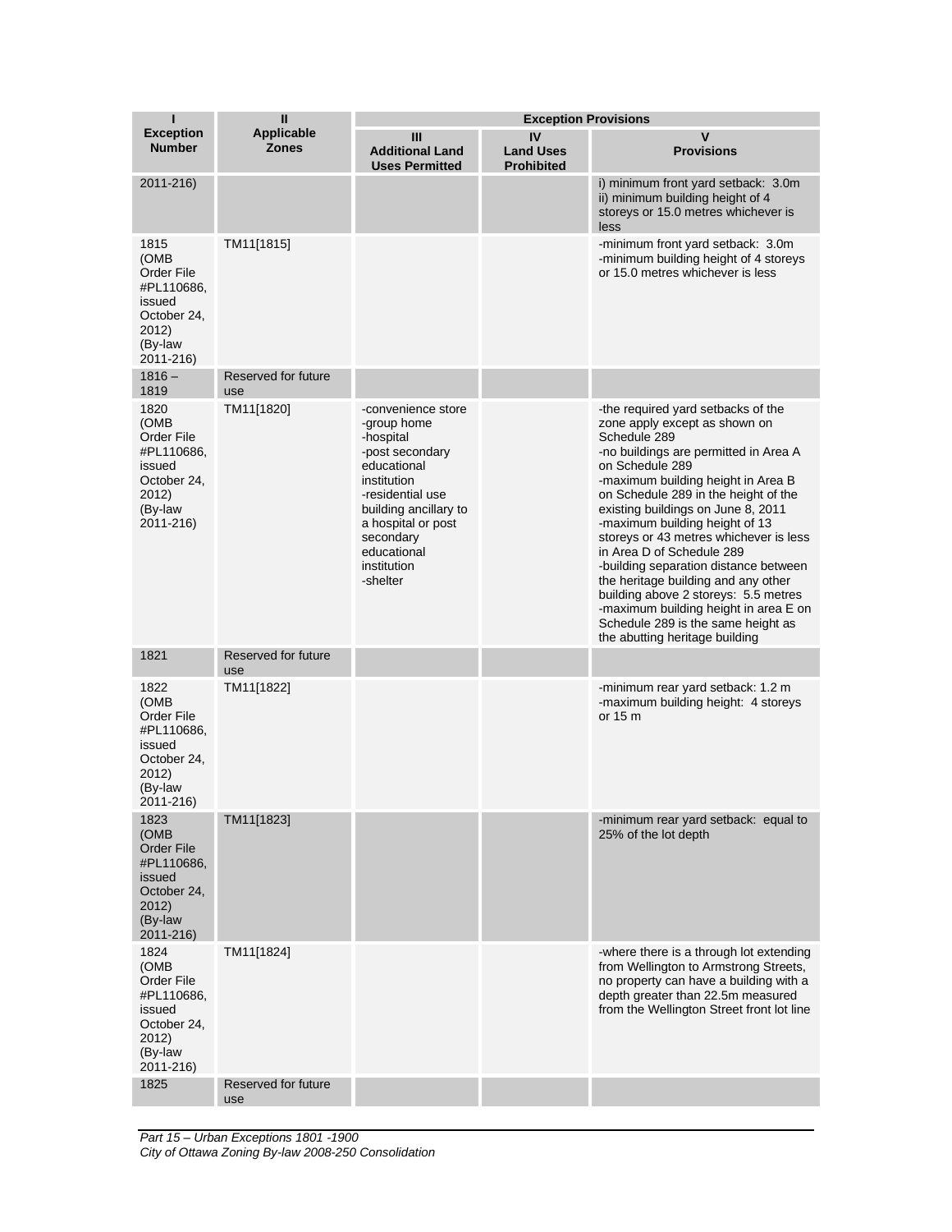| I<br>Exception Number | II<br>Applicable Zones | Exception Provisions | | |
|---|---|---|---|---|
| | | III<br>Additional Land Uses Permitted | IV<br>Land Uses Prohibited | V<br>Provisions |
| 2011-216) | | | | i) minimum front yard setback: 3.0m<br>ii) minimum building height of 4 storeys or 15.0 metres whichever is less |
| 1815 (OMB Order File #PL110686, issued October 24, 2012) (By-law 2011-216) | TM11[1815] | | | -minimum front yard setback: 3.0m<br>-minimum building height of 4 storeys or 15.0 metres whichever is less |
| 1816 – 1819 | Reserved for future use | | | |
| 1820 (OMB Order File #PL110686, issued October 24, 2012) (By-law 2011-216) | TM11[1820] | -convenience store<br>-group home<br>-hospital<br>-post secondary educational institution<br>-residential use building ancillary to a hospital or post secondary educational institution<br>-shelter | | -the required yard setbacks of the zone apply except as shown on Schedule 289<br>-no buildings are permitted in Area A on Schedule 289<br>-maximum building height in Area B on Schedule 289 in the height of the existing buildings on June 8, 2011<br>-maximum building height of 13 storeys or 43 metres whichever is less in Area D of Schedule 289<br>-building separation distance between the heritage building and any other building above 2 storeys: 5.5 metres<br>-maximum building height in area E on Schedule 289 is the same height as the abutting heritage building |
| 1821 | Reserved for future use | | | |
| 1822 (OMB Order File #PL110686, issued October 24, 2012) (By-law 2011-216) | TM11[1822] | | | -minimum rear yard setback: 1.2 m<br>-maximum building height: 4 storeys or 15 m |
| 1823 (OMB Order File #PL110686, issued October 24, 2012) (By-law 2011-216) | TM11[1823] | | | -minimum rear yard setback: equal to 25% of the lot depth |
| 1824 (OMB Order File #PL110686, issued October 24, 2012) (By-law 2011-216) | TM11[1824] | | | -where there is a through lot extending from Wellington to Armstrong Streets, no property can have a building with a depth greater than 22.5m measured from the Wellington Street front lot line |
| 1825 | Reserved for future use | | | |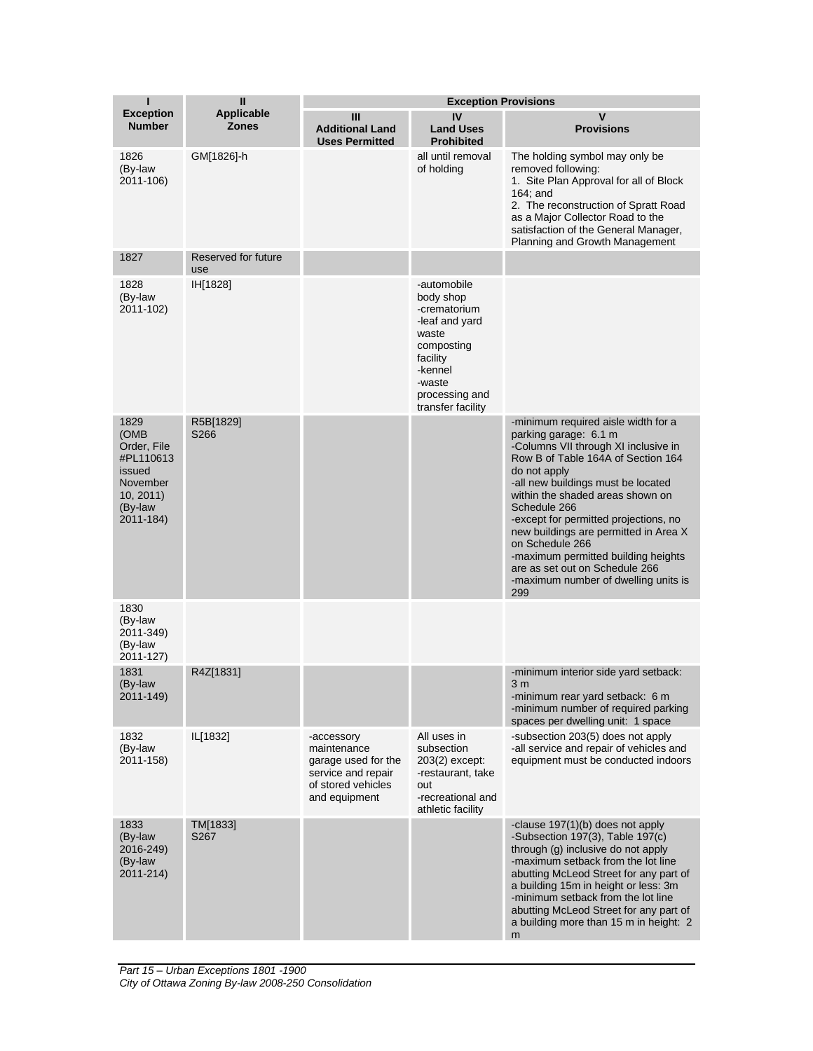| I<br>Exception Number | II<br>Applicable Zones | Exception Provisions | | |
|---|---|---|---|---|
| | | III<br>Additional Land Uses Permitted | IV<br>Land Uses Prohibited | V<br>Provisions |
| 1826<br>(By-law 2011-106) | GM[1826]-h | | all until removal of holding | The holding symbol may only be removed following:<br>1. Site Plan Approval for all of Block 164; and<br>2. The reconstruction of Spratt Road as a Major Collector Road to the satisfaction of the General Manager, Planning and Growth Management |
| 1827 | Reserved for future use | | | |
| 1828<br>(By-law 2011-102) | IH[1828] | | -automobile body shop<br>-crematorium<br>-leaf and yard waste composting facility<br>-kennel<br>-waste processing and transfer facility | |
| 1829<br>(OMB Order, File #PL110613 issued November 10, 2011)<br>(By-law 2011-184) | R5B[1829] S266 | | | -minimum required aisle width for a parking garage: 6.1 m<br>-Columns VII through XI inclusive in Row B of Table 164A of Section 164 do not apply<br>-all new buildings must be located within the shaded areas shown on Schedule 266<br>-except for permitted projections, no new buildings are permitted in Area X on Schedule 266<br>-maximum permitted building heights are as set out on Schedule 266<br>-maximum number of dwelling units is 299 |
| 1830<br>(By-law 2011-349)<br>(By-law 2011-127) | | | | |
| 1831<br>(By-law 2011-149) | R4Z[1831] | | | -minimum interior side yard setback: 3 m<br>-minimum rear yard setback: 6 m<br>-minimum number of required parking spaces per dwelling unit: 1 space |
| 1832<br>(By-law 2011-158) | IL[1832] | -accessory maintenance garage used for the service and repair of stored vehicles and equipment | All uses in subsection 203(2) except:<br>-restaurant, take out<br>-recreational and athletic facility | -subsection 203(5) does not apply<br>-all service and repair of vehicles and equipment must be conducted indoors |
| 1833<br>(By-law 2016-249)<br>(By-law 2011-214) | TM[1833] S267 | | | -clause 197(1)(b) does not apply<br>-Subsection 197(3), Table 197(c) through (g) inclusive do not apply<br>-maximum setback from the lot line abutting McLeod Street for any part of a building 15m in height or less: 3m<br>-minimum setback from the lot line abutting McLeod Street for any part of a building more than 15 m in height: 2 m |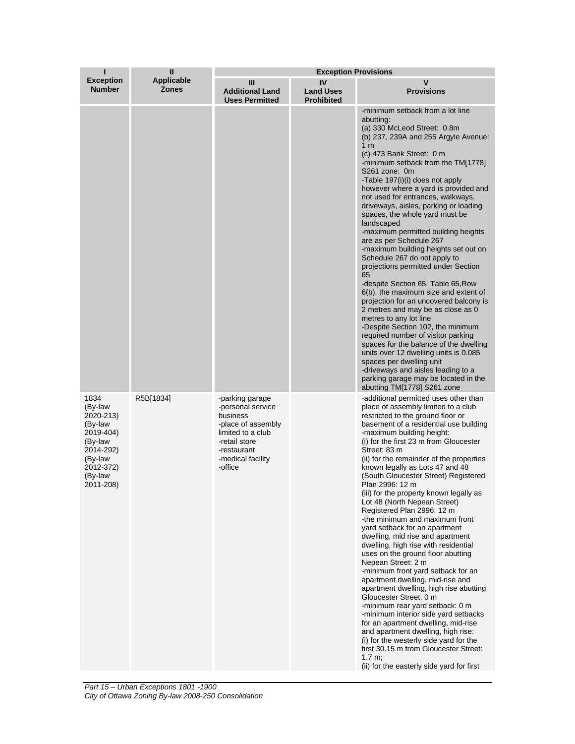| I<br>Exception Number | II<br>Applicable Zones | Exception Provisions | | |
|---|---|---|---|---|
| | | III<br>Additional Land Uses Permitted | IV<br>Land Uses Prohibited | V<br>Provisions |
| | | | | -minimum setback from a lot line abutting:<br>(a) 330 McLeod Street: 0.8m<br>(b) 237, 239A and 255 Argyle Avenue: 1 m<br>(c) 473 Bank Street: 0 m<br>-minimum setback from the TM[1778] S261 zone: 0m<br>-Table 197(i)(i) does not apply however where a yard is provided and not used for entrances, walkways, driveways, aisles, parking or loading spaces, the whole yard must be landscaped<br>-maximum permitted building heights are as per Schedule 267<br>-maximum building heights set out on Schedule 267 do not apply to projections permitted under Section 65<br>-despite Section 65, Table 65,Row 6(b), the maximum size and extent of projection for an uncovered balcony is 2 metres and may be as close as 0 metres to any lot line<br>-Despite Section 102, the minimum required number of visitor parking spaces for the balance of the dwelling units over 12 dwelling units is 0.085 spaces per dwelling unit<br>-driveways and aisles leading to a parking garage may be located in the abutting TM[1778] S261 zone |
| 1834<br>(By-law 2020-213)<br>(By-law 2019-404)<br>(By-law 2014-292)<br>(By-law 2012-372)<br>(By-law 2011-208) | R5B[1834] | -parking garage<br>-personal service business<br>-place of assembly limited to a club<br>-retail store<br>-restaurant<br>-medical facility<br>-office | | -additional permitted uses other than place of assembly limited to a club restricted to the ground floor or basement of a residential use building<br>-maximum building height:<br>(i) for the first 23 m from Gloucester Street: 83 m<br>(ii) for the remainder of the properties known legally as Lots 47 and 48 (South Gloucester Street) Registered Plan 2996: 12 m<br>(iii) for the property known legally as Lot 48 (North Nepean Street) Registered Plan 2996: 12 m<br>-the minimum and maximum front yard setback for an apartment dwelling, mid rise and apartment dwelling, high rise with residential uses on the ground floor abutting Nepean Street: 2 m<br>-minimum front yard setback for an apartment dwelling, mid-rise and apartment dwelling, high rise abutting Gloucester Street: 0 m<br>-minimum rear yard setback: 0 m<br>-minimum interior side yard setbacks for an apartment dwelling, mid-rise and apartment dwelling, high rise:<br>(i) for the westerly side yard for the first 30.15 m from Gloucester Street: 1.7 m;<br>(ii) for the easterly side yard for first |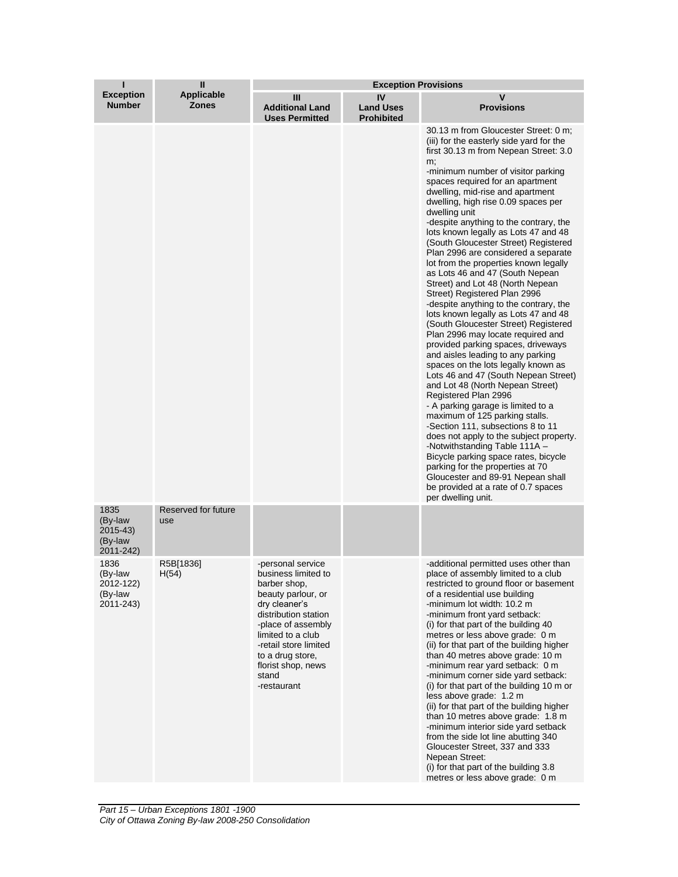| I<br>Exception Number | II<br>Applicable Zones | Exception Provisions | | |
|---|---|---|---|---|
| | | III<br>Additional Land Uses Permitted | IV<br>Land Uses Prohibited | V<br>Provisions |
| | | | | 30.13 m from Gloucester Street: 0 m;<br>(iii) for the easterly side yard for the first 30.13 m from Nepean Street: 3.0 m;<br>-minimum number of visitor parking spaces required for an apartment dwelling, mid-rise and apartment dwelling, high rise 0.09 spaces per dwelling unit<br>-despite anything to the contrary, the lots known legally as Lots 47 and 48 (South Gloucester Street) Registered Plan 2996 are considered a separate lot from the properties known legally as Lots 46 and 47 (South Nepean Street) and Lot 48 (North Nepean Street) Registered Plan 2996<br>-despite anything to the contrary, the lots known legally as Lots 47 and 48 (South Gloucester Street) Registered Plan 2996 may locate required and provided parking spaces, driveways and aisles leading to any parking spaces on the lots legally known as Lots 46 and 47 (South Nepean Street) and Lot 48 (North Nepean Street) Registered Plan 2996<br>- A parking garage is limited to a maximum of 125 parking stalls.<br>-Section 111, subsections 8 to 11 does not apply to the subject property.<br>-Notwithstanding Table 111A – Bicycle parking space rates, bicycle parking for the properties at 70 Gloucester and 89-91 Nepean shall be provided at a rate of 0.7 spaces per dwelling unit. |
| 1835<br>(By-law 2015-43)<br>(By-law 2011-242) | Reserved for future use | | | |
| 1836<br>(By-law 2012-122)<br>(By-law 2011-243) | R5B[1836] H(54) | -personal service business limited to barber shop, beauty parlour, or dry cleaner's distribution station<br>-place of assembly limited to a club<br>-retail store limited to a drug store, florist shop, news stand<br>-restaurant | | -additional permitted uses other than place of assembly limited to a club restricted to ground floor or basement of a residential use building<br>-minimum lot width: 10.2 m<br>-minimum front yard setback:<br>(i) for that part of the building 40 metres or less above grade: 0 m<br>(ii) for that part of the building higher than 40 metres above grade: 10 m<br>-minimum rear yard setback: 0 m<br>-minimum corner side yard setback:<br>(i) for that part of the building 10 m or less above grade: 1.2 m<br>(ii) for that part of the building higher than 10 metres above grade: 1.8 m<br>-minimum interior side yard setback from the side lot line abutting 340 Gloucester Street, 337 and 333 Nepean Street:<br>(i) for that part of the building 3.8 metres or less above grade: 0 m |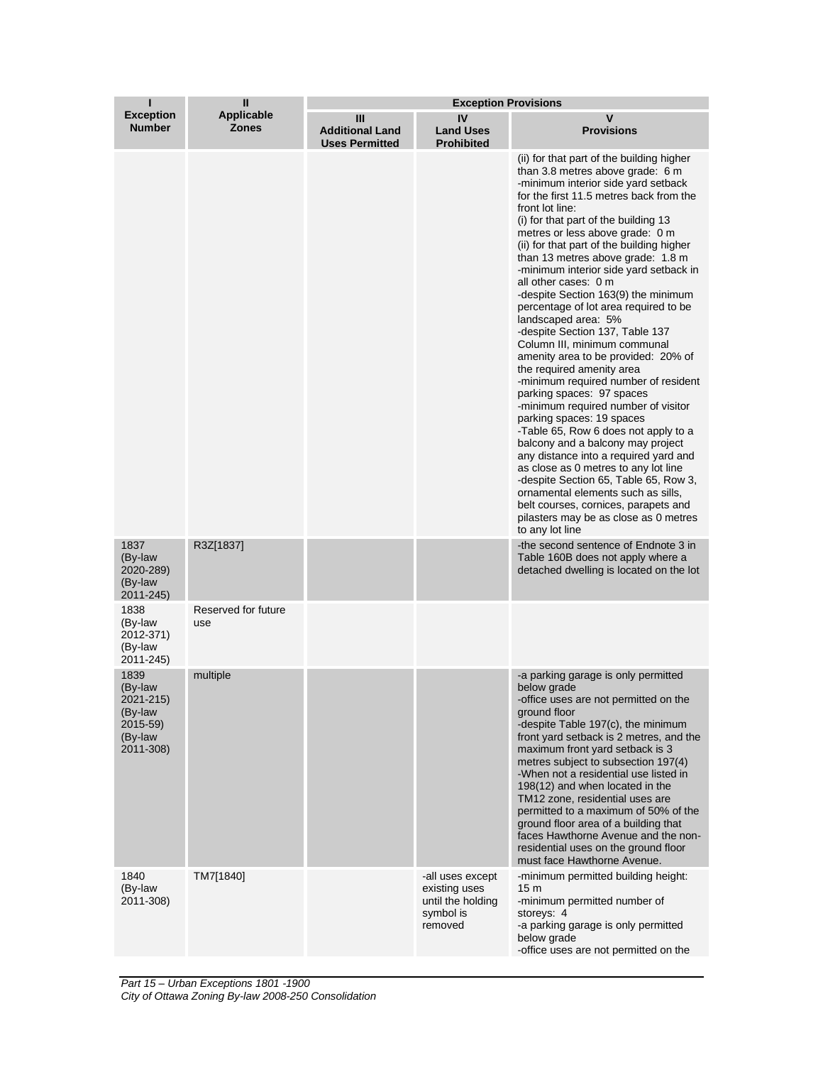| I<br>Exception Number | II<br>Applicable Zones | Exception Provisions | | |
|---|---|---|---|---|
| | | III<br>Additional Land Uses Permitted | IV<br>Land Uses Prohibited | V<br>Provisions |
| | | | | (ii) for that part of the building higher than 3.8 metres above grade: 6 m<br>-minimum interior side yard setback for the first 11.5 metres back from the front lot line:<br>(i) for that part of the building 13 metres or less above grade: 0 m<br>(ii) for that part of the building higher than 13 metres above grade: 1.8 m<br>-minimum interior side yard setback in all other cases: 0 m<br>-despite Section 163(9) the minimum percentage of lot area required to be landscaped area: 5%<br>-despite Section 137, Table 137 Column III, minimum communal amenity area to be provided: 20% of the required amenity area<br>-minimum required number of resident parking spaces: 97 spaces<br>-minimum required number of visitor parking spaces: 19 spaces<br>-Table 65, Row 6 does not apply to a balcony and a balcony may project any distance into a required yard and as close as 0 metres to any lot line<br>-despite Section 65, Table 65, Row 3, ornamental elements such as sills, belt courses, cornices, parapets and pilasters may be as close as 0 metres to any lot line |
| 1837 (By-law 2020-289) (By-law 2011-245) | R3Z[1837] | | | -the second sentence of Endnote 3 in Table 160B does not apply where a detached dwelling is located on the lot |
| 1838 (By-law 2012-371) (By-law 2011-245) | Reserved for future use | | | |
| 1839 (By-law 2021-215) (By-law 2015-59) (By-law 2011-308) | multiple | | | -a parking garage is only permitted below grade<br>-office uses are not permitted on the ground floor<br>-despite Table 197(c), the minimum front yard setback is 2 metres, and the maximum front yard setback is 3 metres subject to subsection 197(4)<br>-When not a residential use listed in 198(12) and when located in the TM12 zone, residential uses are permitted to a maximum of 50% of the ground floor area of a building that faces Hawthorne Avenue and the non-residential uses on the ground floor must face Hawthorne Avenue. |
| 1840 (By-law 2011-308) | TM7[1840] | | -all uses except existing uses until the holding symbol is removed | -minimum permitted building height: 15 m<br>-minimum permitted number of storeys: 4<br>-a parking garage is only permitted below grade<br>-office uses are not permitted on the |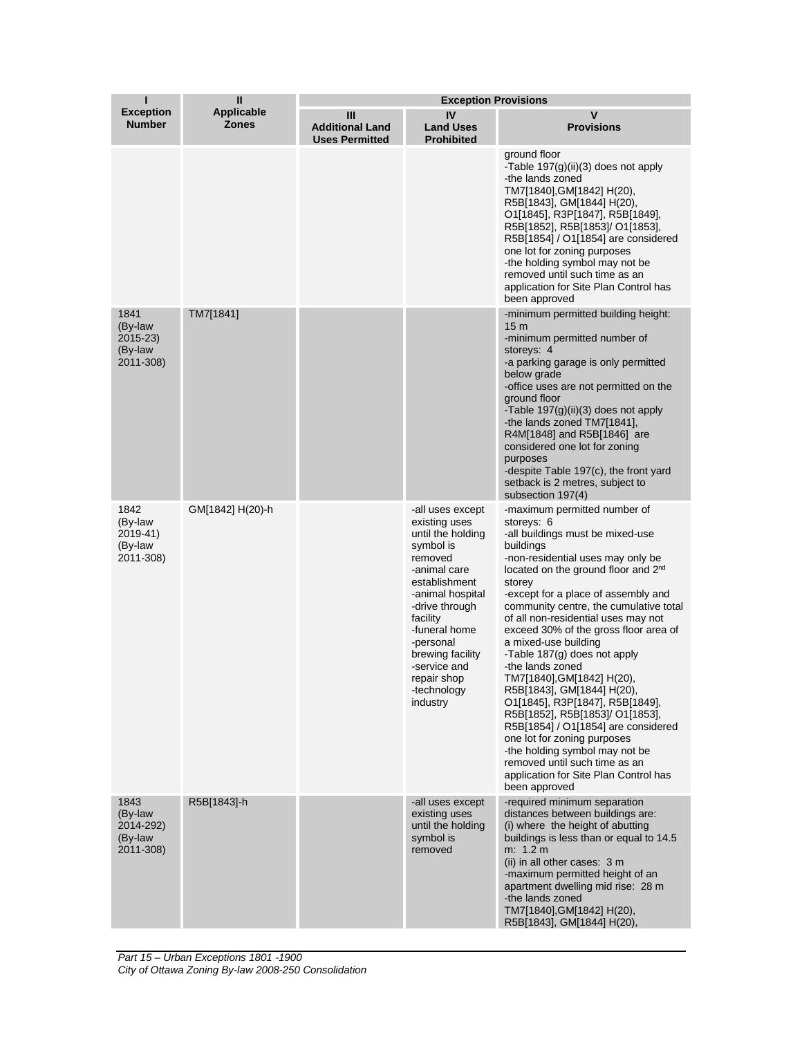| I<br>Exception Number | II<br>Applicable Zones | Exception Provisions | | |
|---|---|---|---|---|
| | | III<br>Additional Land Uses Permitted | IV<br>Land Uses Prohibited | V<br>Provisions |
| | | | | ground floor<br>-Table 197(g)(ii)(3) does not apply<br>-the lands zoned TM7[1840],GM[1842] H(20), R5B[1843], GM[1844] H(20), O1[1845], R3P[1847], R5B[1849], R5B[1852], R5B[1853]/ O1[1853], R5B[1854] / O1[1854] are considered one lot for zoning purposes<br>-the holding symbol may not be removed until such time as an application for Site Plan Control has been approved |
| 1841 (By-law 2015-23) (By-law 2011-308) | TM7[1841] | | | -minimum permitted building height: 15 m<br>-minimum permitted number of storeys: 4<br>-a parking garage is only permitted below grade<br>-office uses are not permitted on the ground floor<br>-Table 197(g)(ii)(3) does not apply<br>-the lands zoned TM7[1841], R4M[1848] and R5B[1846] are considered one lot for zoning purposes<br>-despite Table 197(c), the front yard setback is 2 metres, subject to subsection 197(4) |
| 1842 (By-law 2019-41) (By-law 2011-308) | GM[1842] H(20)-h | | -all uses except existing uses until the holding symbol is removed<br>-animal care establishment<br>-animal hospital<br>-drive through facility<br>-funeral home<br>-personal brewing facility<br>-service and repair shop<br>-technology industry | -maximum permitted number of storeys: 6<br>-all buildings must be mixed-use buildings<br>-non-residential uses may only be located on the ground floor and 2nd storey<br>-except for a place of assembly and community centre, the cumulative total of all non-residential uses may not exceed 30% of the gross floor area of a mixed-use building<br>-Table 187(g) does not apply<br>-the lands zoned TM7[1840],GM[1842] H(20), R5B[1843], GM[1844] H(20), O1[1845], R3P[1847], R5B[1849], R5B[1852], R5B[1853]/ O1[1853], R5B[1854] / O1[1854] are considered one lot for zoning purposes<br>-the holding symbol may not be removed until such time as an application for Site Plan Control has been approved |
| 1843 (By-law 2014-292) (By-law 2011-308) | R5B[1843]-h | | -all uses except existing uses until the holding symbol is removed | -required minimum separation distances between buildings are:<br>(i) where the height of abutting buildings is less than or equal to 14.5 m: 1.2 m<br>(ii) in all other cases: 3 m<br>-maximum permitted height of an apartment dwelling mid rise: 28 m<br>-the lands zoned TM7[1840],GM[1842] H(20), R5B[1843], GM[1844] H(20), |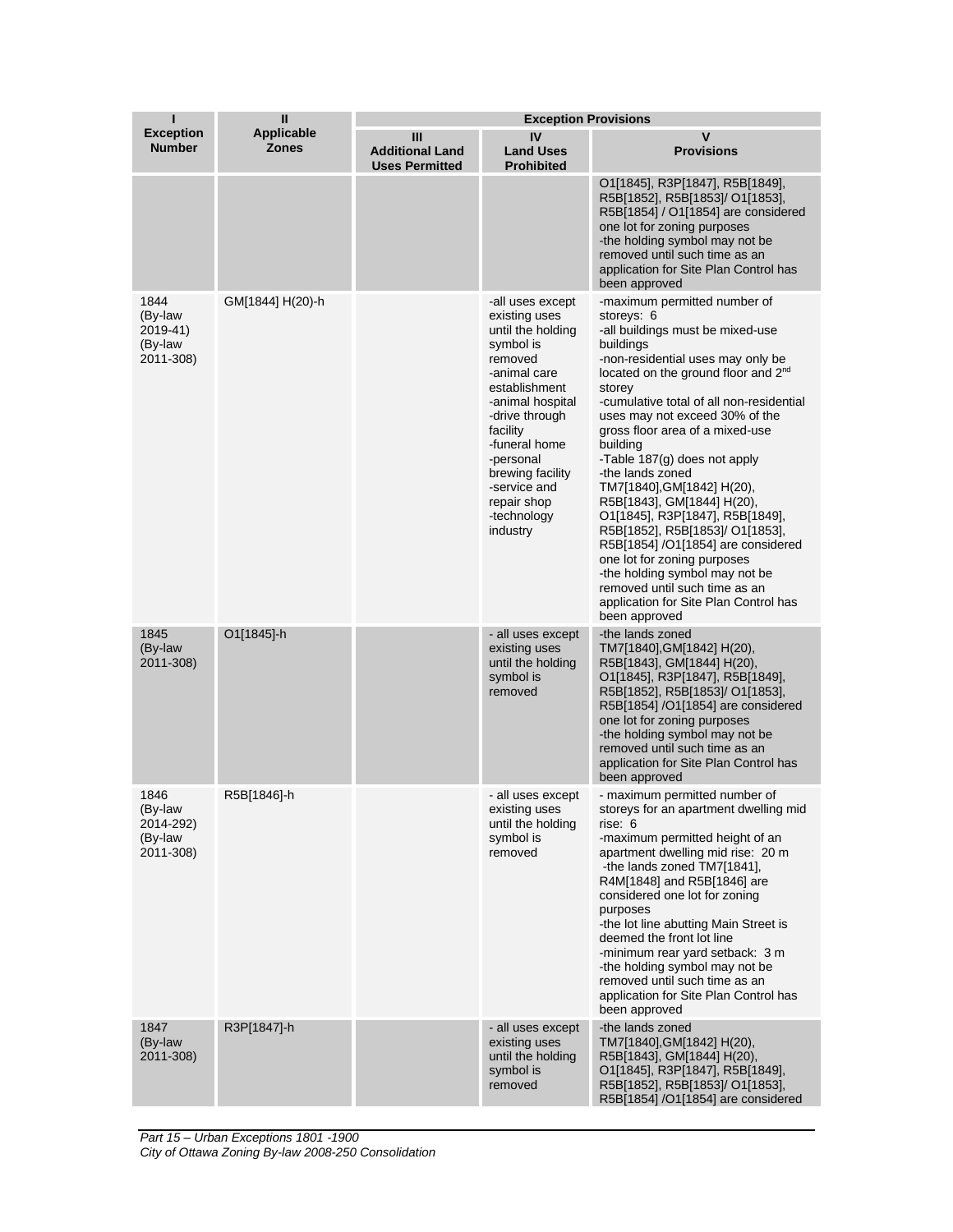| I<br>Exception Number | II<br>Applicable Zones | Exception Provisions | | |
|---|---|---|---|---|
| | | III<br>Additional Land Uses Permitted | IV<br>Land Uses Prohibited | V<br>Provisions |
| | | | | O1[1845], R3P[1847], R5B[1849], R5B[1852], R5B[1853]/ O1[1853], R5B[1854] / O1[1854] are considered one lot for zoning purposes<br>-the holding symbol may not be removed until such time as an application for Site Plan Control has been approved |
| 1844 (By-law 2019-41) (By-law 2011-308) | GM[1844] H(20)-h | | -all uses except existing uses until the holding symbol is removed<br>-animal care establishment<br>-animal hospital<br>-drive through facility<br>-funeral home<br>-personal brewing facility<br>-service and repair shop<br>-technology industry | -maximum permitted number of storeys: 6<br>-all buildings must be mixed-use buildings<br>-non-residential uses may only be located on the ground floor and 2nd storey<br>-cumulative total of all non-residential uses may not exceed 30% of the gross floor area of a mixed-use building<br>-Table 187(g) does not apply<br>-the lands zoned TM7[1840],GM[1842] H(20), R5B[1843], GM[1844] H(20), O1[1845], R3P[1847], R5B[1849], R5B[1852], R5B[1853]/ O1[1853], R5B[1854] /O1[1854] are considered one lot for zoning purposes<br>-the holding symbol may not be removed until such time as an application for Site Plan Control has been approved |
| 1845 (By-law 2011-308) | O1[1845]-h | | - all uses except existing uses until the holding symbol is removed | -the lands zoned TM7[1840],GM[1842] H(20), R5B[1843], GM[1844] H(20), O1[1845], R3P[1847], R5B[1849], R5B[1852], R5B[1853]/ O1[1853], R5B[1854] /O1[1854] are considered one lot for zoning purposes<br>-the holding symbol may not be removed until such time as an application for Site Plan Control has been approved |
| 1846 (By-law 2014-292) (By-law 2011-308) | R5B[1846]-h | | - all uses except existing uses until the holding symbol is removed | - maximum permitted number of storeys for an apartment dwelling mid rise: 6<br>-maximum permitted height of an apartment dwelling mid rise: 20 m<br>-the lands zoned TM7[1841], R4M[1848] and R5B[1846] are considered one lot for zoning purposes<br>-the lot line abutting Main Street is deemed the front lot line<br>-minimum rear yard setback: 3 m<br>-the holding symbol may not be removed until such time as an application for Site Plan Control has been approved |
| 1847 (By-law 2011-308) | R3P[1847]-h | | - all uses except existing uses until the holding symbol is removed | -the lands zoned TM7[1840],GM[1842] H(20), R5B[1843], GM[1844] H(20), O1[1845], R3P[1847], R5B[1849], R5B[1852], R5B[1853]/ O1[1853], R5B[1854] /O1[1854] are considered |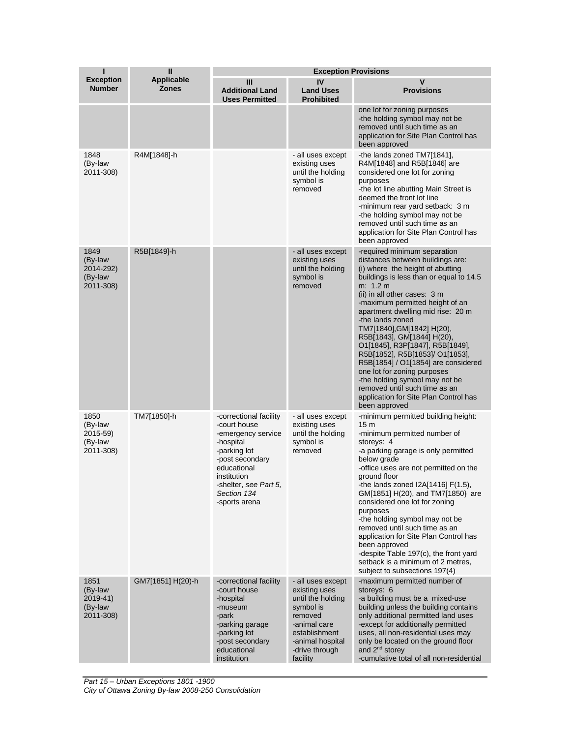| I<br>Exception Number | II<br>Applicable Zones | Exception Provisions | | |
|---|---|---|---|---|
| | | III<br>Additional Land Uses Permitted | IV<br>Land Uses Prohibited | V<br>Provisions |
| | | | | one lot for zoning purposes<br>-the holding symbol may not be removed until such time as an application for Site Plan Control has been approved |
| 1848<br>(By-law 2011-308) | R4M[1848]-h | | - all uses except existing uses until the holding symbol is removed | -the lands zoned TM7[1841], R4M[1848] and R5B[1846] are considered one lot for zoning purposes<br>-the lot line abutting Main Street is deemed the front lot line<br>-minimum rear yard setback: 3 m<br>-the holding symbol may not be removed until such time as an application for Site Plan Control has been approved |
| 1849<br>(By-law 2014-292)<br>(By-law 2011-308) | R5B[1849]-h | | - all uses except existing uses until the holding symbol is removed | -required minimum separation distances between buildings are:<br>(i) where the height of abutting buildings is less than or equal to 14.5 m: 1.2 m<br>(ii) in all other cases: 3 m<br>-maximum permitted height of an apartment dwelling mid rise: 20 m<br>-the lands zoned TM7[1840],GM[1842] H(20), R5B[1843], GM[1844] H(20), O1[1845], R3P[1847], R5B[1849], R5B[1852], R5B[1853]/ O1[1853], R5B[1854] / O1[1854] are considered one lot for zoning purposes<br>-the holding symbol may not be removed until such time as an application for Site Plan Control has been approved |
| 1850<br>(By-law 2015-59)<br>(By-law 2011-308) | TM7[1850]-h | -correctional facility<br>-court house<br>-emergency service<br>-hospital<br>-parking lot<br>-post secondary educational institution<br>-shelter, *see Part 5, Section 134*<br>-sports arena | - all uses except existing uses until the holding symbol is removed | -minimum permitted building height: 15 m<br>-minimum permitted number of storeys: 4<br>-a parking garage is only permitted below grade<br>-office uses are not permitted on the ground floor<br>-the lands zoned I2A[1416] F(1.5), GM[1851] H(20), and TM7[1850} are considered one lot for zoning purposes<br>-the holding symbol may not be removed until such time as an application for Site Plan Control has been approved<br>-despite Table 197(c), the front yard setback is a minimum of 2 metres, subject to subsections 197(4) |
| 1851<br>(By-law 2019-41)<br>(By-law 2011-308) | GM7[1851] H(20)-h | -correctional facility<br>-court house<br>-hospital<br>-museum<br>-park<br>-parking garage<br>-parking lot<br>-post secondary educational institution | - all uses except existing uses until the holding symbol is removed<br>-animal care establishment<br>-animal hospital<br>-drive through facility | -maximum permitted number of storeys: 6<br>-a building must be a mixed-use building unless the building contains only additional permitted land uses<br>-except for additionally permitted uses, all non-residential uses may only be located on the ground floor and 2nd storey<br>-cumulative total of all non-residential |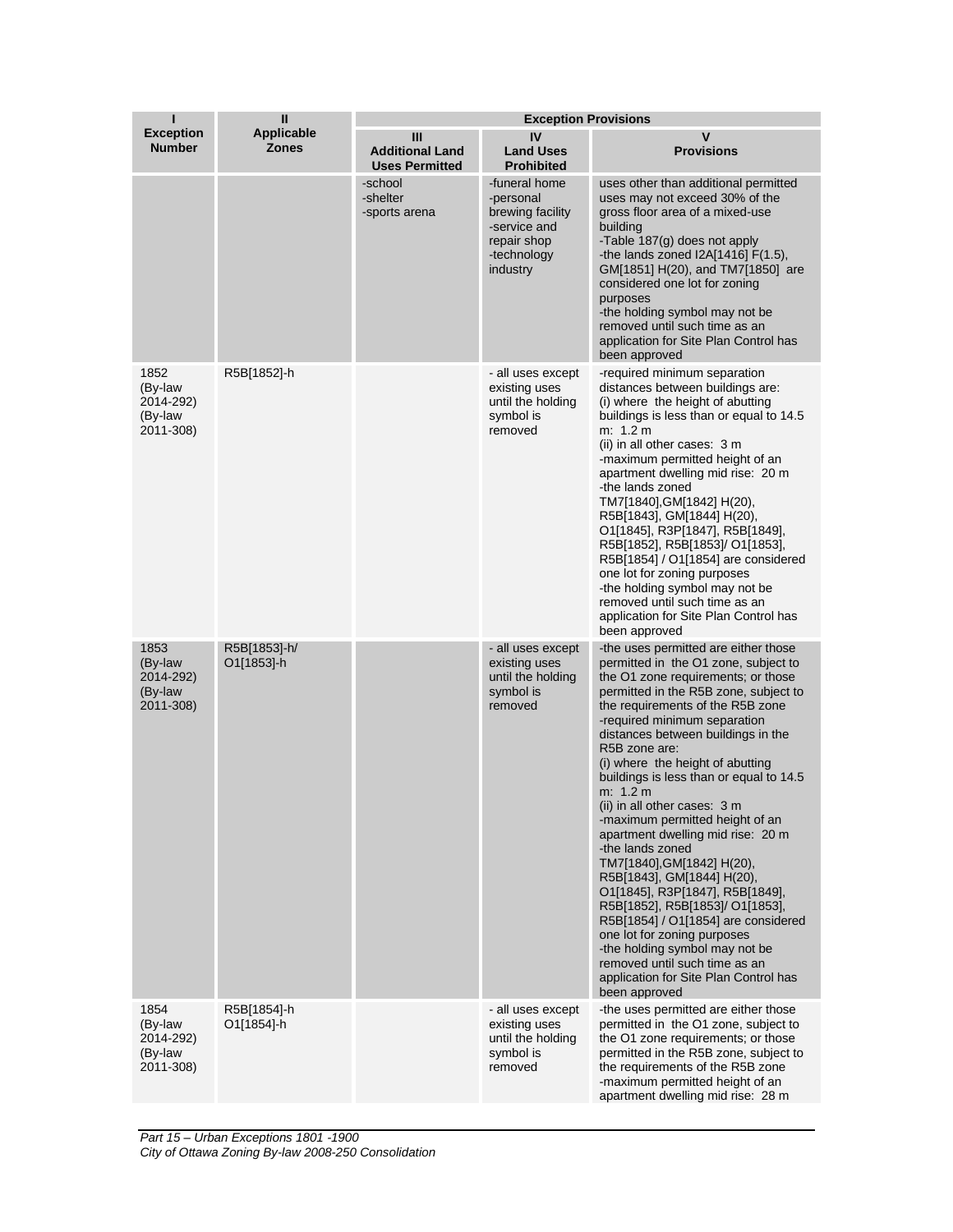| I<br>Exception Number | II<br>Applicable Zones | Exception Provisions | | |
|---|---|---|---|---|
| | | III<br>Additional Land Uses Permitted | IV<br>Land Uses Prohibited | V<br>Provisions |
| | | -school<br>-shelter<br>-sports arena | -funeral home<br>-personal brewing facility<br>-service and repair shop<br>-technology industry | uses other than additional permitted uses may not exceed 30% of the gross floor area of a mixed-use building<br>-Table 187(g) does not apply<br>-the lands zoned I2A[1416] F(1.5), GM[1851] H(20), and TM7[1850] are considered one lot for zoning purposes<br>-the holding symbol may not be removed until such time as an application for Site Plan Control has been approved |
| 1852 (By-law 2014-292) (By-law 2011-308) | R5B[1852]-h | | - all uses except existing uses until the holding symbol is removed | -required minimum separation distances between buildings are:<br>(i) where the height of abutting buildings is less than or equal to 14.5 m: 1.2 m<br>(ii) in all other cases: 3 m<br>-maximum permitted height of an apartment dwelling mid rise: 20 m<br>-the lands zoned TM7[1840],GM[1842] H(20), R5B[1843], GM[1844] H(20), O1[1845], R3P[1847], R5B[1849], R5B[1852], R5B[1853]/ O1[1853], R5B[1854] / O1[1854] are considered one lot for zoning purposes<br>-the holding symbol may not be removed until such time as an application for Site Plan Control has been approved |
| 1853 (By-law 2014-292) (By-law 2011-308) | R5B[1853]-h/ O1[1853]-h | | - all uses except existing uses until the holding symbol is removed | -the uses permitted are either those permitted in the O1 zone, subject to the O1 zone requirements; or those permitted in the R5B zone, subject to the requirements of the R5B zone<br>-required minimum separation distances between buildings in the R5B zone are:<br>(i) where the height of abutting buildings is less than or equal to 14.5 m: 1.2 m<br>(ii) in all other cases: 3 m<br>-maximum permitted height of an apartment dwelling mid rise: 20 m<br>-the lands zoned TM7[1840],GM[1842] H(20), R5B[1843], GM[1844] H(20), O1[1845], R3P[1847], R5B[1849], R5B[1852], R5B[1853]/ O1[1853], R5B[1854] / O1[1854] are considered one lot for zoning purposes<br>-the holding symbol may not be removed until such time as an application for Site Plan Control has been approved |
| 1854 (By-law 2014-292) (By-law 2011-308) | R5B[1854]-h O1[1854]-h | | - all uses except existing uses until the holding symbol is removed | -the uses permitted are either those permitted in the O1 zone, subject to the O1 zone requirements; or those permitted in the R5B zone, subject to the requirements of the R5B zone<br>-maximum permitted height of an apartment dwelling mid rise: 28 m |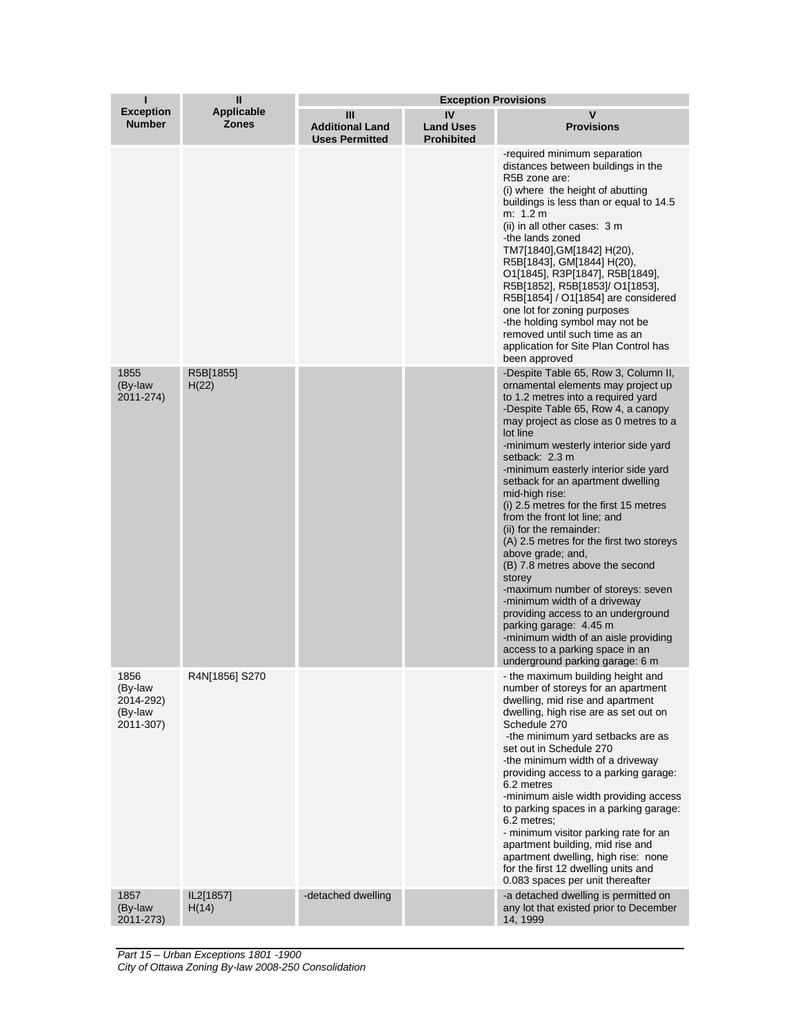| I<br>Exception Number | II<br>Applicable Zones | Exception Provisions | | |
|---|---|---|---|---|
| | | III<br>Additional Land Uses Permitted | IV<br>Land Uses Prohibited | V<br>Provisions |
| | | | | -required minimum separation distances between buildings in the R5B zone are:<br>(i) where the height of abutting buildings is less than or equal to 14.5 m: 1.2 m<br>(ii) in all other cases: 3 m<br>-the lands zoned TM7[1840],GM[1842] H(20), R5B[1843], GM[1844] H(20), O1[1845], R3P[1847], R5B[1849], R5B[1852], R5B[1853]/ O1[1853], R5B[1854] / O1[1854] are considered one lot for zoning purposes<br>-the holding symbol may not be removed until such time as an application for Site Plan Control has been approved |
| 1855<br>(By-law 2011-274) | R5B[1855] H(22) | | | -Despite Table 65, Row 3, Column II, ornamental elements may project up to 1.2 metres into a required yard<br>-Despite Table 65, Row 4, a canopy may project as close as 0 metres to a lot line<br>-minimum westerly interior side yard setback: 2.3 m<br>-minimum easterly interior side yard setback for an apartment dwelling mid-high rise:<br>(i) 2.5 metres for the first 15 metres from the front lot line; and<br>(ii) for the remainder:<br>(A) 2.5 metres for the first two storeys above grade; and,<br>(B) 7.8 metres above the second storey<br>-maximum number of storeys: seven<br>-minimum width of a driveway providing access to an underground parking garage: 4.45 m<br>-minimum width of an aisle providing access to a parking space in an underground parking garage: 6 m |
| 1856<br>(By-law 2014-292)<br>(By-law 2011-307) | R4N[1856] S270 | | | - the maximum building height and number of storeys for an apartment dwelling, mid rise and apartment dwelling, high rise are as set out on Schedule 270<br>-the minimum yard setbacks are as set out in Schedule 270<br>-the minimum width of a driveway providing access to a parking garage: 6.2 metres<br>-minimum aisle width providing access to parking spaces in a parking garage: 6.2 metres;<br>- minimum visitor parking rate for an apartment building, mid rise and apartment dwelling, high rise: none for the first 12 dwelling units and 0.083 spaces per unit thereafter |
| 1857<br>(By-law 2011-273) | IL2[1857] H(14) | -detached dwelling | | -a detached dwelling is permitted on any lot that existed prior to December 14, 1999 |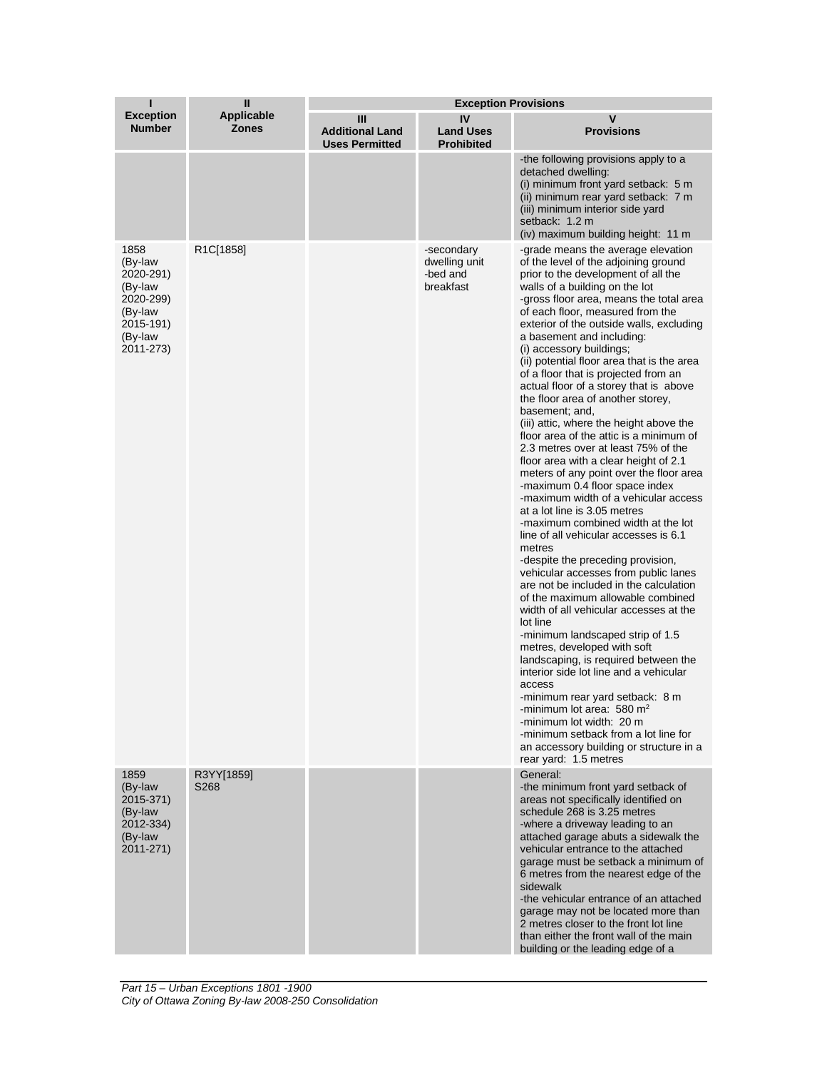| I<br>Exception Number | II<br>Applicable Zones | Exception Provisions | | |
|---|---|---|---|---|
| | | III<br>Additional Land Uses Permitted | IV<br>Land Uses Prohibited | V<br>Provisions |
| | | | | -the following provisions apply to a detached dwelling:<br>(i) minimum front yard setback: 5 m<br>(ii) minimum rear yard setback: 7 m<br>(iii) minimum interior side yard setback: 1.2 m<br>(iv) maximum building height: 11 m |
| 1858 (By-law 2020-291) (By-law 2020-299) (By-law 2015-191) (By-law 2011-273) | R1C[1858] | | -secondary dwelling unit<br>-bed and breakfast | -grade means the average elevation of the level of the adjoining ground prior to the development of all the walls of a building on the lot<br>-gross floor area, means the total area of each floor, measured from the exterior of the outside walls, excluding a basement and including:<br>(i) accessory buildings;<br>(ii) potential floor area that is the area of a floor that is projected from an actual floor of a storey that is above the floor area of another storey, basement; and,<br>(iii) attic, where the height above the floor area of the attic is a minimum of 2.3 metres over at least 75% of the floor area with a clear height of 2.1 meters of any point over the floor area<br>-maximum 0.4 floor space index<br>-maximum width of a vehicular access at a lot line is 3.05 metres<br>-maximum combined width at the lot line of all vehicular accesses is 6.1 metres<br>-despite the preceding provision, vehicular accesses from public lanes are not be included in the calculation of the maximum allowable combined width of all vehicular accesses at the lot line<br>-minimum landscaped strip of 1.5 metres, developed with soft landscaping, is required between the interior side lot line and a vehicular access<br>-minimum rear yard setback: 8 m<br>-minimum lot area: 580 m²<br>-minimum lot width: 20 m<br>-minimum setback from a lot line for an accessory building or structure in a rear yard: 1.5 metres |
| 1859 (By-law 2015-371) (By-law 2012-334) (By-law 2011-271) | R3YY[1859] S268 | | | General:<br>-the minimum front yard setback of areas not specifically identified on schedule 268 is 3.25 metres<br>-where a driveway leading to an attached garage abuts a sidewalk the vehicular entrance to the attached garage must be setback a minimum of 6 metres from the nearest edge of the sidewalk<br>-the vehicular entrance of an attached garage may not be located more than 2 metres closer to the front lot line than either the front wall of the main building or the leading edge of a |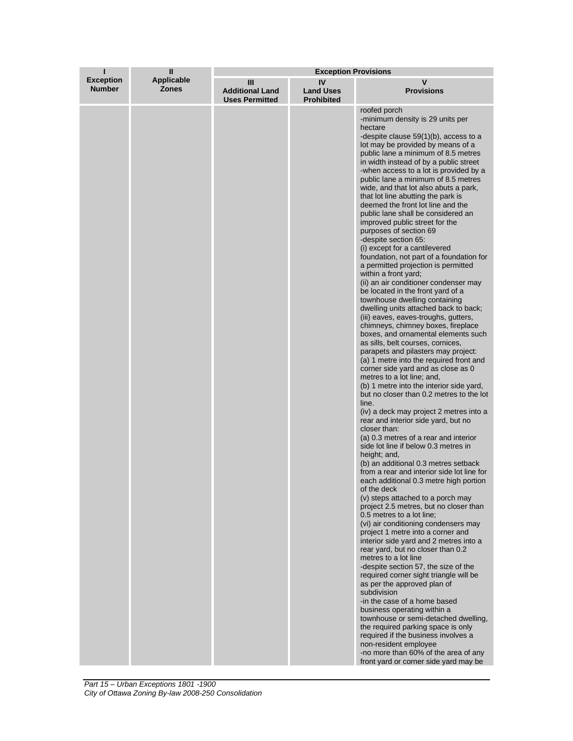| I<br>Exception Number | II<br>Applicable Zones | Exception Provisions | | |
|---|---|---|---|---|
| | | III<br>Additional Land Uses Permitted | IV<br>Land Uses Prohibited | V<br>Provisions |
| | | | | roofed porch<br>-minimum density is 29 units per hectare<br>-despite clause 59(1)(b), access to a lot may be provided by means of a public lane a minimum of 8.5 metres in width instead of by a public street<br>-when access to a lot is provided by a public lane a minimum of 8.5 metres wide, and that lot also abuts a park, that lot line abutting the park is deemed the front lot line and the public lane shall be considered an improved public street for the purposes of section 69<br>-despite section 65:<br>(i) except for a cantilevered foundation, not part of a foundation for a permitted projection is permitted within a front yard;<br>(ii) an air conditioner condenser may be located in the front yard of a townhouse dwelling containing dwelling units attached back to back;<br>(iii) eaves, eaves-troughs, gutters, chimneys, chimney boxes, fireplace boxes, and ornamental elements such as sills, belt courses, cornices, parapets and pilasters may project:<br>(a) 1 metre into the required front and corner side yard and as close as 0 metres to a lot line; and,<br>(b) 1 metre into the interior side yard, but no closer than 0.2 metres to the lot line.<br>(iv) a deck may project 2 metres into a rear and interior side yard, but no closer than:<br>(a) 0.3 metres of a rear and interior side lot line if below 0.3 metres in height; and,<br>(b) an additional 0.3 metres setback from a rear and interior side lot line for each additional 0.3 metre high portion of the deck<br>(v) steps attached to a porch may project 2.5 metres, but no closer than 0.5 metres to a lot line;<br>(vi) air conditioning condensers may project 1 metre into a corner and interior side yard and 2 metres into a rear yard, but no closer than 0.2 metres to a lot line<br>-despite section 57, the size of the required corner sight triangle will be as per the approved plan of subdivision<br>-in the case of a home based business operating within a townhouse or semi-detached dwelling, the required parking space is only required if the business involves a non-resident employee<br>-no more than 60% of the area of any front yard or corner side yard may be |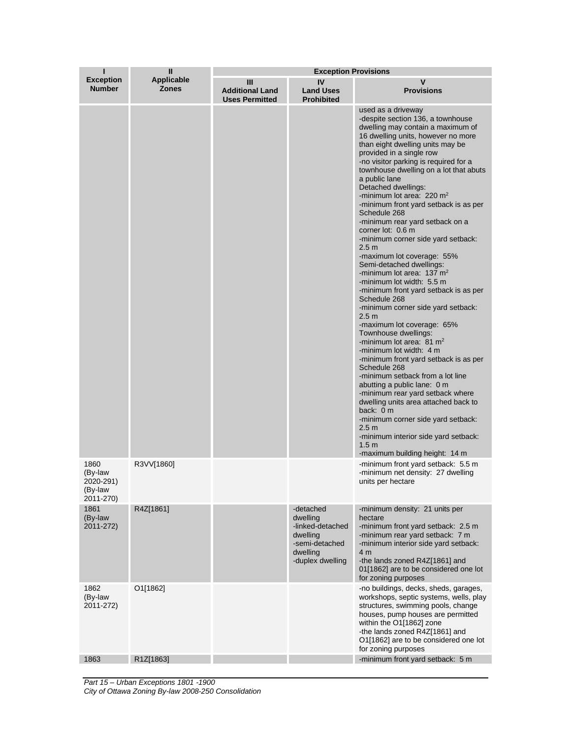| I<br>Exception Number | II<br>Applicable Zones | Exception Provisions | | |
|---|---|---|---|---|
| | | III<br>Additional Land Uses Permitted | IV<br>Land Uses Prohibited | V<br>Provisions |
| | | | | used as a driveway<br>-despite section 136, a townhouse dwelling may contain a maximum of 16 dwelling units, however no more than eight dwelling units may be provided in a single row<br>-no visitor parking is required for a townhouse dwelling on a lot that abuts a public lane<br>Detached dwellings:<br>-minimum lot area: 220 m²<br>-minimum front yard setback is as per Schedule 268<br>-minimum rear yard setback on a corner lot: 0.6 m<br>-minimum corner side yard setback: 2.5 m<br>-maximum lot coverage: 55%<br>Semi-detached dwellings:<br>-minimum lot area: 137 m²<br>-minimum lot width: 5.5 m<br>-minimum front yard setback is as per Schedule 268<br>-minimum corner side yard setback: 2.5 m<br>-maximum lot coverage: 65%<br>Townhouse dwellings:<br>-minimum lot area: 81 m²<br>-minimum lot width: 4 m<br>-minimum front yard setback is as per Schedule 268<br>-minimum setback from a lot line abutting a public lane: 0 m<br>-minimum rear yard setback where dwelling units area attached back to back: 0 m<br>-minimum corner side yard setback: 2.5 m<br>-minimum interior side yard setback: 1.5 m<br>-maximum building height: 14 m |
| 1860 (By-law 2020-291) (By-law 2011-270) | R3VV[1860] | | | -minimum front yard setback: 5.5 m<br>-minimum net density: 27 dwelling units per hectare |
| 1861 (By-law 2011-272) | R4Z[1861] | | -detached dwelling<br>-linked-detached dwelling<br>-semi-detached dwelling<br>-duplex dwelling | -minimum density: 21 units per hectare<br>-minimum front yard setback: 2.5 m<br>-minimum rear yard setback: 7 m<br>-minimum interior side yard setback: 4 m<br>-the lands zoned R4Z[1861] and 01[1862] are to be considered one lot for zoning purposes |
| 1862 (By-law 2011-272) | O1[1862] | | | -no buildings, decks, sheds, garages, workshops, septic systems, wells, play structures, swimming pools, change houses, pump houses are permitted within the O1[1862] zone<br>-the lands zoned R4Z[1861] and O1[1862] are to be considered one lot for zoning purposes |
| 1863 | R1Z[1863] | | | -minimum front yard setback: 5 m |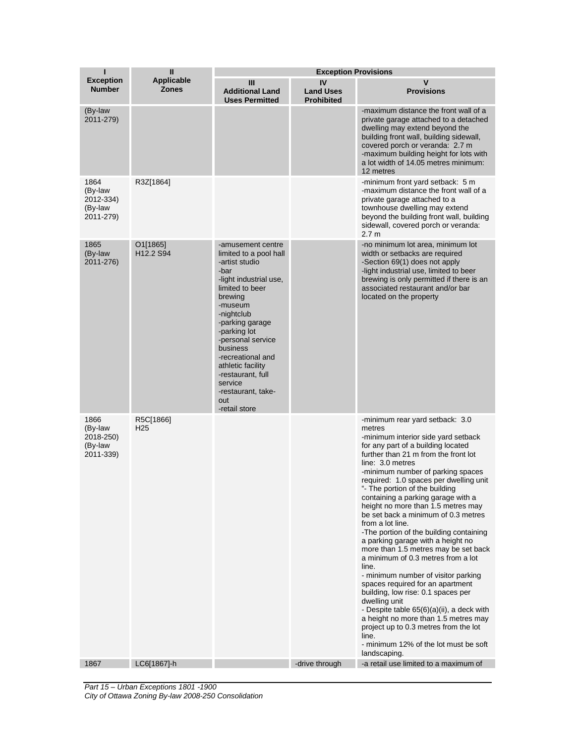| I<br>Exception Number | II<br>Applicable Zones | Exception Provisions | | |
|---|---|---|---|---|
| | | III<br>Additional Land Uses Permitted | IV<br>Land Uses Prohibited | V<br>Provisions |
| (By-law 2011-279) | | | | -maximum distance the front wall of a private garage attached to a detached dwelling may extend beyond the building front wall, building sidewall, covered porch or veranda: 2.7 m<br>-maximum building height for lots with a lot width of 14.05 metres minimum: 12 metres |
| 1864<br>(By-law 2012-334)<br>(By-law 2011-279) | R3Z[1864] | | | -minimum front yard setback: 5 m<br>-maximum distance the front wall of a private garage attached to a townhouse dwelling may extend beyond the building front wall, building sidewall, covered porch or veranda: 2.7 m |
| 1865<br>(By-law 2011-276) | O1[1865]<br>H12.2 S94 | -amusement centre limited to a pool hall<br>-artist studio<br>-bar<br>-light industrial use, limited to beer brewing<br>-museum<br>-nightclub<br>-parking garage<br>-parking lot<br>-personal service business<br>-recreational and athletic facility<br>-restaurant, full service<br>-restaurant, take-out<br>-retail store | | -no minimum lot area, minimum lot width or setbacks are required<br>-Section 69(1) does not apply<br>-light industrial use, limited to beer brewing is only permitted if there is an associated restaurant and/or bar located on the property |
| 1866<br>(By-law 2018-250)<br>(By-law 2011-339) | R5C[1866]<br>H25 | | | -minimum rear yard setback: 3.0 metres<br>-minimum interior side yard setback for any part of a building located further than 21 m from the front lot line: 3.0 metres<br>-minimum number of parking spaces required: 1.0 spaces per dwelling unit<br>"- The portion of the building containing a parking garage with a height no more than 1.5 metres may be set back a minimum of 0.3 metres from a lot line.<br>-The portion of the building containing a parking garage with a height no more than 1.5 metres may be set back a minimum of 0.3 metres from a lot line.<br>- minimum number of visitor parking spaces required for an apartment building, low rise: 0.1 spaces per dwelling unit<br>- Despite table 65(6)(a)(ii), a deck with a height no more than 1.5 metres may project up to 0.3 metres from the lot line.<br>- minimum 12% of the lot must be soft landscaping. |
| 1867 | LC6[1867]-h | | -drive through | -a retail use limited to a maximum of |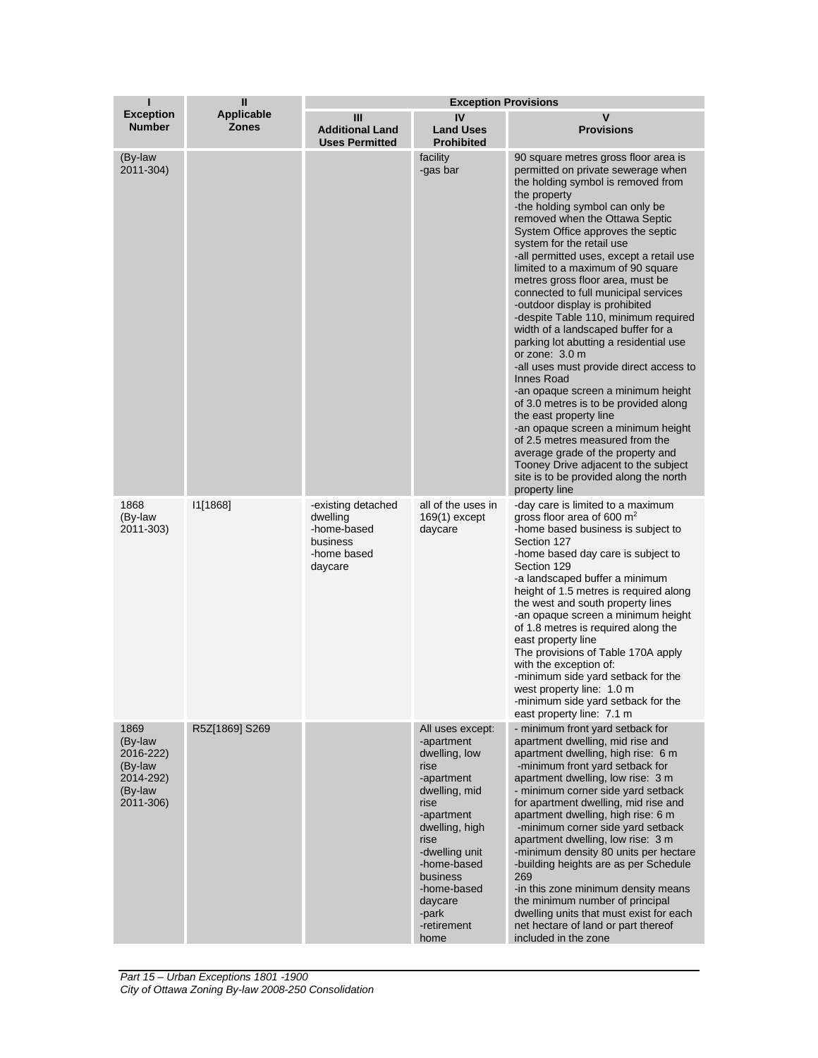| I<br>Exception Number | II<br>Applicable Zones | Exception Provisions | | |
|---|---|---|---|---|
| | | III<br>Additional Land Uses Permitted | IV<br>Land Uses Prohibited | V<br>Provisions |
| (By-law 2011-304) | | | facility<br>-gas bar | 90 square metres gross floor area is permitted on private sewerage when the holding symbol is removed from the property<br>-the holding symbol can only be removed when the Ottawa Septic System Office approves the septic system for the retail use<br>-all permitted uses, except a retail use limited to a maximum of 90 square metres gross floor area, must be connected to full municipal services<br>-outdoor display is prohibited<br>-despite Table 110, minimum required width of a landscaped buffer for a parking lot abutting a residential use or zone: 3.0 m<br>-all uses must provide direct access to Innes Road<br>-an opaque screen a minimum height of 3.0 metres is to be provided along the east property line<br>-an opaque screen a minimum height of 2.5 metres measured from the average grade of the property and Tooney Drive adjacent to the subject site is to be provided along the north property line |
| 1868<br>(By-law 2011-303) | I1[1868] | -existing detached dwelling<br>-home-based business<br>-home based daycare | all of the uses in 169(1) except daycare | -day care is limited to a maximum gross floor area of 600 m²<br>-home based business is subject to Section 127<br>-home based day care is subject to Section 129<br>-a landscaped buffer a minimum height of 1.5 metres is required along the west and south property lines<br>-an opaque screen a minimum height of 1.8 metres is required along the east property line<br>The provisions of Table 170A apply with the exception of:<br>-minimum side yard setback for the west property line: 1.0 m<br>-minimum side yard setback for the east property line: 7.1 m |
| 1869<br>(By-law 2016-222)<br>(By-law 2014-292)<br>(By-law 2011-306) | R5Z[1869] S269 | | All uses except:<br>-apartment dwelling, low rise<br>-apartment dwelling, mid rise<br>-apartment dwelling, high rise<br>-dwelling unit<br>-home-based business<br>-home-based daycare<br>-park<br>-retirement home | - minimum front yard setback for apartment dwelling, mid rise and apartment dwelling, high rise: 6 m<br>-minimum front yard setback for apartment dwelling, low rise: 3 m<br>- minimum corner side yard setback for apartment dwelling, mid rise and apartment dwelling, high rise: 6 m<br>-minimum corner side yard setback apartment dwelling, low rise: 3 m<br>-minimum density 80 units per hectare<br>-building heights are as per Schedule 269<br>-in this zone minimum density means the minimum number of principal dwelling units that must exist for each net hectare of land or part thereof included in the zone |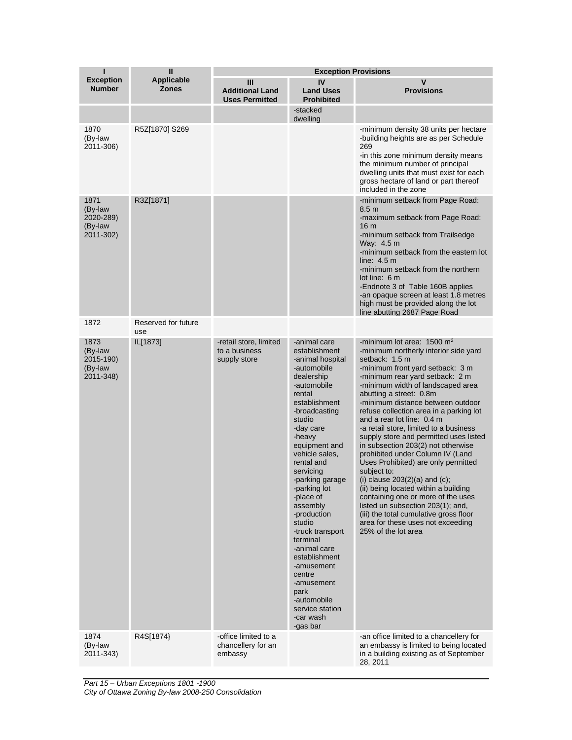| I<br>Exception Number | II<br>Applicable Zones | Exception Provisions | | |
|---|---|---|---|---|
| | | III<br>Additional Land Uses Permitted | IV<br>Land Uses Prohibited | V<br>Provisions |
| | | | -stacked dwelling | |
| 1870<br>(By-law 2011-306) | R5Z[1870] S269 | | | -minimum density 38 units per hectare<br>-building heights are as per Schedule 269<br>-in this zone minimum density means the minimum number of principal dwelling units that must exist for each gross hectare of land or part thereof included in the zone |
| 1871<br>(By-law 2020-289)<br>(By-law 2011-302) | R3Z[1871] | | | -minimum setback from Page Road: 8.5 m<br>-maximum setback from Page Road: 16 m<br>-minimum setback from Trailsedge Way: 4.5 m<br>-minimum setback from the eastern lot line: 4.5 m<br>-minimum setback from the northern lot line: 6 m<br>-Endnote 3 of Table 160B applies<br>-an opaque screen at least 1.8 metres high must be provided along the lot line abutting 2687 Page Road |
| 1872 | Reserved for future use | | | |
| 1873<br>(By-law 2015-190)<br>(By-law 2011-348) | IL[1873] | -retail store, limited to a business supply store | -animal care establishment<br>-animal hospital<br>-automobile dealership<br>-automobile rental establishment<br>-broadcasting studio<br>-day care<br>-heavy equipment and vehicle sales, rental and servicing<br>-parking garage<br>-parking lot<br>-place of assembly<br>-production studio<br>-truck transport terminal<br>-animal care establishment<br>-amusement centre<br>-amusement park<br>-automobile service station<br>-car wash<br>-gas bar | -minimum lot area: 1500 m²<br>-minimum northerly interior side yard setback: 1.5 m<br>-minimum front yard setback: 3 m<br>-minimum rear yard setback: 2 m<br>-minimum width of landscaped area abutting a street: 0.8m<br>-minimum distance between outdoor refuse collection area in a parking lot and a rear lot line: 0.4 m<br>-a retail store, limited to a business supply store and permitted uses listed in subsection 203(2) not otherwise prohibited under Column IV (Land Uses Prohibited) are only permitted subject to:<br>(i) clause 203(2)(a) and (c);<br>(ii) being located within a building containing one or more of the uses listed un subsection 203(1); and,<br>(iii) the total cumulative gross floor area for these uses not exceeding 25% of the lot area |
| 1874<br>(By-law 2011-343) | R4S[1874} | -office limited to a chancellery for an embassy | | -an office limited to a chancellery for an embassy is limited to being located in a building existing as of September 28, 2011 |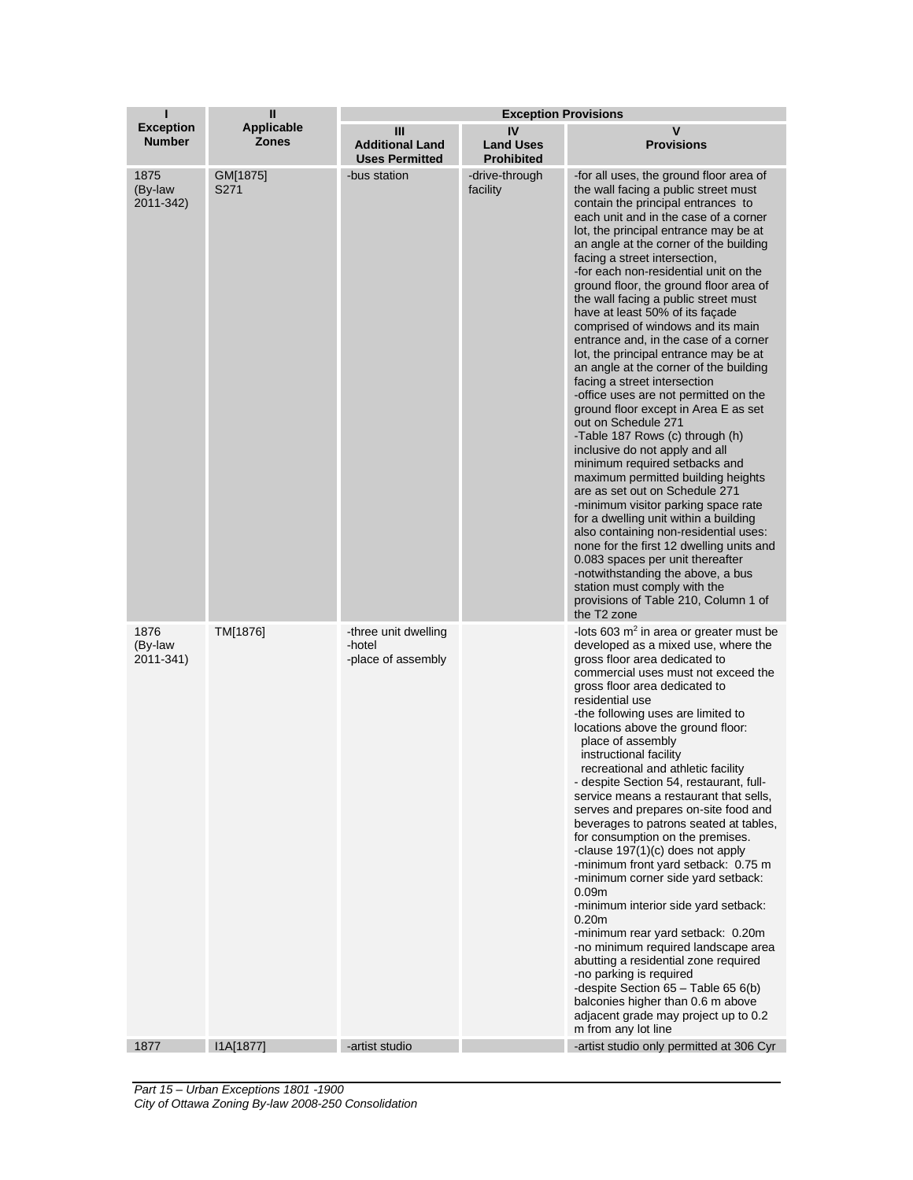| I<br>Exception Number | II<br>Applicable Zones | Exception Provisions | | |
|---|---|---|---|---|
| | | III<br>Additional Land Uses Permitted | IV<br>Land Uses Prohibited | V<br>Provisions |
| 1875 (By-law 2011-342) | GM[1875] S271 | -bus station | -drive-through facility | -for all uses, the ground floor area of the wall facing a public street must contain the principal entrances to each unit and in the case of a corner lot, the principal entrance may be at an angle at the corner of the building facing a street intersection,<br>-for each non-residential unit on the ground floor, the ground floor area of the wall facing a public street must have at least 50% of its façade comprised of windows and its main entrance and, in the case of a corner lot, the principal entrance may be at an angle at the corner of the building facing a street intersection<br>-office uses are not permitted on the ground floor except in Area E as set out on Schedule 271<br>-Table 187 Rows (c) through (h) inclusive do not apply and all minimum required setbacks and maximum permitted building heights are as set out on Schedule 271<br>-minimum visitor parking space rate for a dwelling unit within a building also containing non-residential uses: none for the first 12 dwelling units and 0.083 spaces per unit thereafter<br>-notwithstanding the above, a bus station must comply with the provisions of Table 210, Column 1 of the T2 zone |
| 1876 (By-law 2011-341) | TM[1876] | -three unit dwelling<br>-hotel<br>-place of assembly | | -lots 603 $m^2$ in area or greater must be developed as a mixed use, where the gross floor area dedicated to commercial uses must not exceed the gross floor area dedicated to residential use<br>-the following uses are limited to locations above the ground floor:<br>place of assembly<br>instructional facility<br>recreational and athletic facility<br>- despite Section 54, restaurant, full-service means a restaurant that sells, serves and prepares on-site food and beverages to patrons seated at tables, for consumption on the premises.<br>-clause 197(1)(c) does not apply<br>-minimum front yard setback: 0.75 m<br>-minimum corner side yard setback: 0.09m<br>-minimum interior side yard setback: 0.20m<br>-minimum rear yard setback: 0.20m<br>-no minimum required landscape area abutting a residential zone required<br>-no parking is required<br>-despite Section 65 – Table 65 6(b) balconies higher than 0.6 m above adjacent grade may project up to 0.2 m from any lot line |
| 1877 | I1A[1877] | -artist studio | | -artist studio only permitted at 306 Cyr |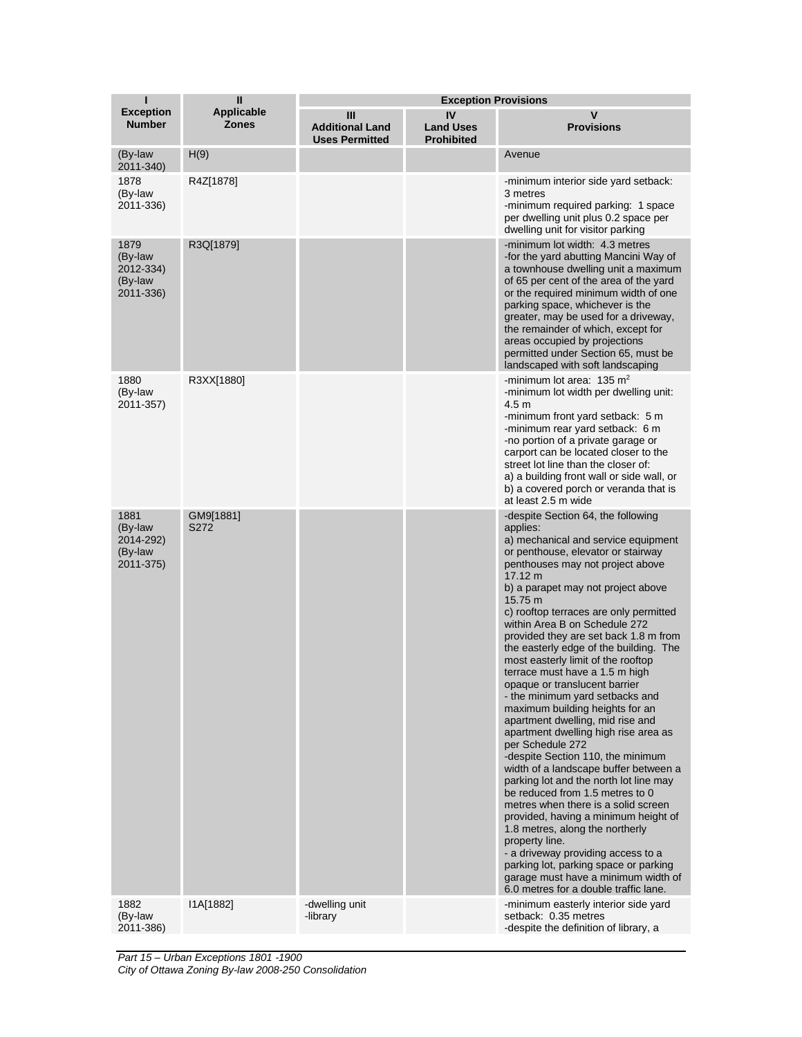| I<br>Exception Number | II<br>Applicable Zones | Exception Provisions | | |
|---|---|---|---|---|
| | | III<br>Additional Land Uses Permitted | IV<br>Land Uses Prohibited | V<br>Provisions |
| (By-law 2011-340) | H(9) | | | Avenue |
| 1878 (By-law 2011-336) | R4Z[1878] | | | -minimum interior side yard setback: 3 metres<br>-minimum required parking: 1 space per dwelling unit plus 0.2 space per dwelling unit for visitor parking |
| 1879 (By-law 2012-334) (By-law 2011-336) | R3Q[1879] | | | -minimum lot width: 4.3 metres<br>-for the yard abutting Mancini Way of a townhouse dwelling unit a maximum of 65 per cent of the area of the yard or the required minimum width of one parking space, whichever is the greater, may be used for a driveway, the remainder of which, except for areas occupied by projections permitted under Section 65, must be landscaped with soft landscaping |
| 1880 (By-law 2011-357) | R3XX[1880] | | | -minimum lot area: 135 $m^2$<br>-minimum lot width per dwelling unit: 4.5 m<br>-minimum front yard setback: 5 m<br>-minimum rear yard setback: 6 m<br>-no portion of a private garage or carport can be located closer to the street lot line than the closer of:<br>a) a building front wall or side wall, or<br>b) a covered porch or veranda that is at least 2.5 m wide |
| 1881 (By-law 2014-292) (By-law 2011-375) | GM9[1881] S272 | | | -despite Section 64, the following applies:<br>a) mechanical and service equipment or penthouse, elevator or stairway penthouses may not project above 17.12 m<br>b) a parapet may not project above 15.75 m<br>c) rooftop terraces are only permitted within Area B on Schedule 272 provided they are set back 1.8 m from the easterly edge of the building. The most easterly limit of the rooftop terrace must have a 1.5 m high opaque or translucent barrier<br>- the minimum yard setbacks and maximum building heights for an apartment dwelling, mid rise and apartment dwelling high rise area as per Schedule 272<br>-despite Section 110, the minimum width of a landscape buffer between a parking lot and the north lot line may be reduced from 1.5 metres to 0 metres when there is a solid screen provided, having a minimum height of 1.8 metres, along the northerly property line.<br>- a driveway providing access to a parking lot, parking space or parking garage must have a minimum width of 6.0 metres for a double traffic lane. |
| 1882 (By-law 2011-386) | I1A[1882] | -dwelling unit<br>-library | | -minimum easterly interior side yard setback: 0.35 metres<br>-despite the definition of library, a |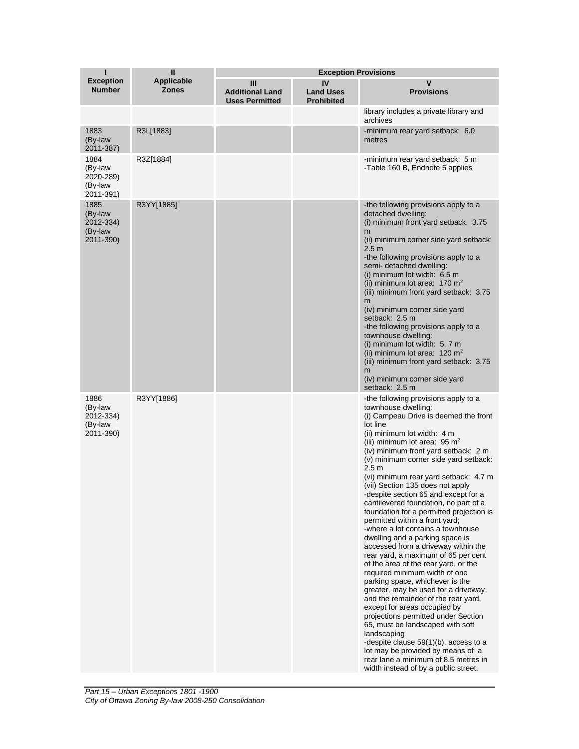| I<br>Exception Number | II<br>Applicable Zones | Exception Provisions | | |
|---|---|---|---|---|
| | | III<br>Additional Land Uses Permitted | IV<br>Land Uses Prohibited | V<br>Provisions |
| | | | | library includes a private library and archives |
| 1883<br>(By-law 2011-387) | R3L[1883] | | | -minimum rear yard setback: 6.0 metres |
| 1884<br>(By-law 2020-289)<br>(By-law 2011-391) | R3Z[1884] | | | -minimum rear yard setback: 5 m<br>-Table 160 B, Endnote 5 applies |
| 1885<br>(By-law 2012-334)<br>(By-law 2011-390) | R3YY[1885] | | | -the following provisions apply to a detached dwelling:<br>(i) minimum front yard setback: 3.75 m<br>(ii) minimum corner side yard setback: 2.5 m<br>-the following provisions apply to a semi- detached dwelling:<br>(i) minimum lot width: 6.5 m<br>(ii) minimum lot area: 170 $m^2$<br>(iii) minimum front yard setback: 3.75 m<br>(iv) minimum corner side yard setback: 2.5 m<br>-the following provisions apply to a townhouse dwelling:<br>(i) minimum lot width: 5. 7 m<br>(ii) minimum lot area: 120 $m^2$<br>(iii) minimum front yard setback: 3.75 m<br>(iv) minimum corner side yard setback: 2.5 m |
| 1886<br>(By-law 2012-334)<br>(By-law 2011-390) | R3YY[1886] | | | -the following provisions apply to a townhouse dwelling:<br>(i) Campeau Drive is deemed the front lot line<br>(ii) minimum lot width: 4 m<br>(iii) minimum lot area: 95 $m^2$<br>(iv) minimum front yard setback: 2 m<br>(v) minimum corner side yard setback: 2.5 m<br>(vi) minimum rear yard setback: 4.7 m<br>(vii) Section 135 does not apply<br>-despite section 65 and except for a cantilevered foundation, no part of a foundation for a permitted projection is permitted within a front yard;<br>-where a lot contains a townhouse dwelling and a parking space is accessed from a driveway within the rear yard, a maximum of 65 per cent of the area of the rear yard, or the required minimum width of one parking space, whichever is the greater, may be used for a driveway, and the remainder of the rear yard, except for areas occupied by projections permitted under Section 65, must be landscaped with soft landscaping<br>-despite clause 59(1)(b), access to a lot may be provided by means of a rear lane a minimum of 8.5 metres in width instead of by a public street. |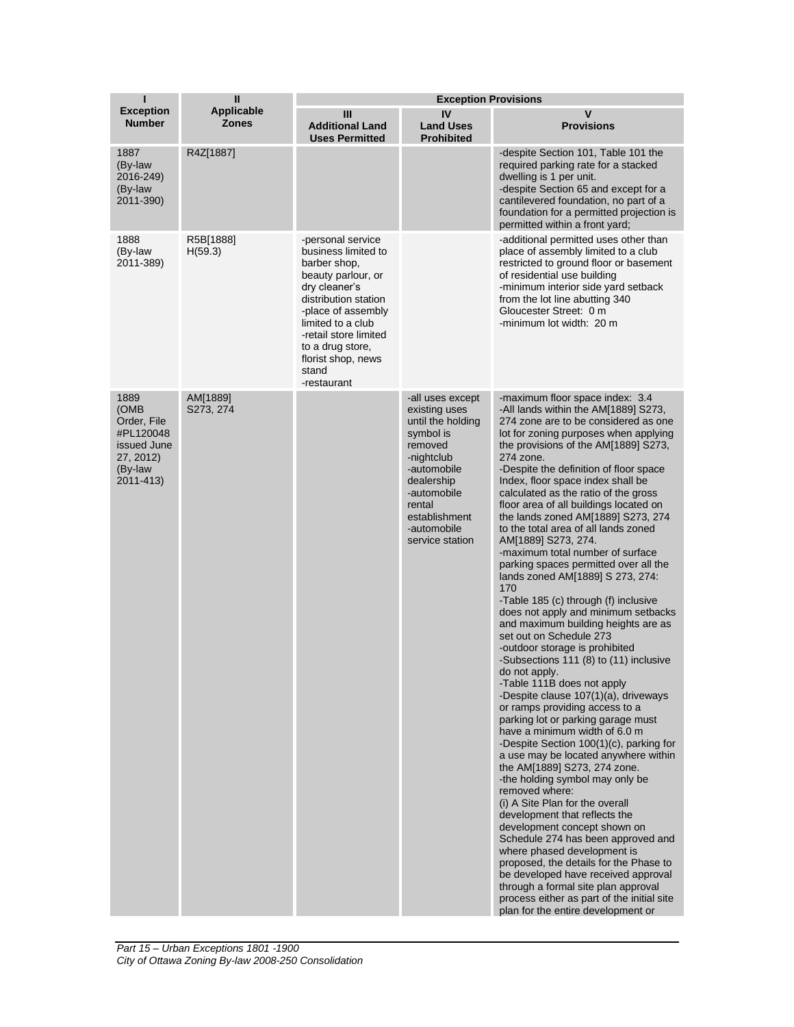| I<br>Exception Number | II<br>Applicable Zones | Exception Provisions | | |
|---|---|---|---|---|
| | | III<br>Additional Land Uses Permitted | IV<br>Land Uses Prohibited | V<br>Provisions |
| 1887 (By-law 2016-249) (By-law 2011-390) | R4Z[1887] | | | -despite Section 101, Table 101 the required parking rate for a stacked dwelling is 1 per unit.<br>-despite Section 65 and except for a cantilevered foundation, no part of a foundation for a permitted projection is permitted within a front yard; |
| 1888 (By-law 2011-389) | R5B[1888] H(59.3) | -personal service business limited to barber shop, beauty parlour, or dry cleaner's distribution station<br>-place of assembly limited to a club<br>-retail store limited to a drug store, florist shop, news stand<br>-restaurant | | -additional permitted uses other than place of assembly limited to a club restricted to ground floor or basement of residential use building<br>-minimum interior side yard setback from the lot line abutting 340 Gloucester Street: 0 m<br>-minimum lot width: 20 m |
| 1889 (OMB Order, File #PL120048 issued June 27, 2012) (By-law 2011-413) | AM[1889] S273, 274 | | -all uses except existing uses until the holding symbol is removed<br>-nightclub<br>-automobile dealership<br>-automobile rental establishment<br>-automobile service station | -maximum floor space index: 3.4<br>-All lands within the AM[1889] S273, 274 zone are to be considered as one lot for zoning purposes when applying the provisions of the AM[1889] S273, 274 zone.<br>-Despite the definition of floor space Index, floor space index shall be calculated as the ratio of the gross floor area of all buildings located on the lands zoned AM[1889] S273, 274 to the total area of all lands zoned AM[1889] S273, 274.<br>-maximum total number of surface parking spaces permitted over all the lands zoned AM[1889] S 273, 274: 170<br>-Table 185 (c) through (f) inclusive does not apply and minimum setbacks and maximum building heights are as set out on Schedule 273<br>-outdoor storage is prohibited<br>-Subsections 111 (8) to (11) inclusive do not apply.<br>-Table 111B does not apply<br>-Despite clause 107(1)(a), driveways or ramps providing access to a parking lot or parking garage must have a minimum width of 6.0 m<br>-Despite Section 100(1)(c), parking for a use may be located anywhere within the AM[1889] S273, 274 zone.<br>-the holding symbol may only be removed where:<br>(i) A Site Plan for the overall development that reflects the development concept shown on Schedule 274 has been approved and where phased development is proposed, the details for the Phase to be developed have received approval through a formal site plan approval process either as part of the initial site plan for the entire development or |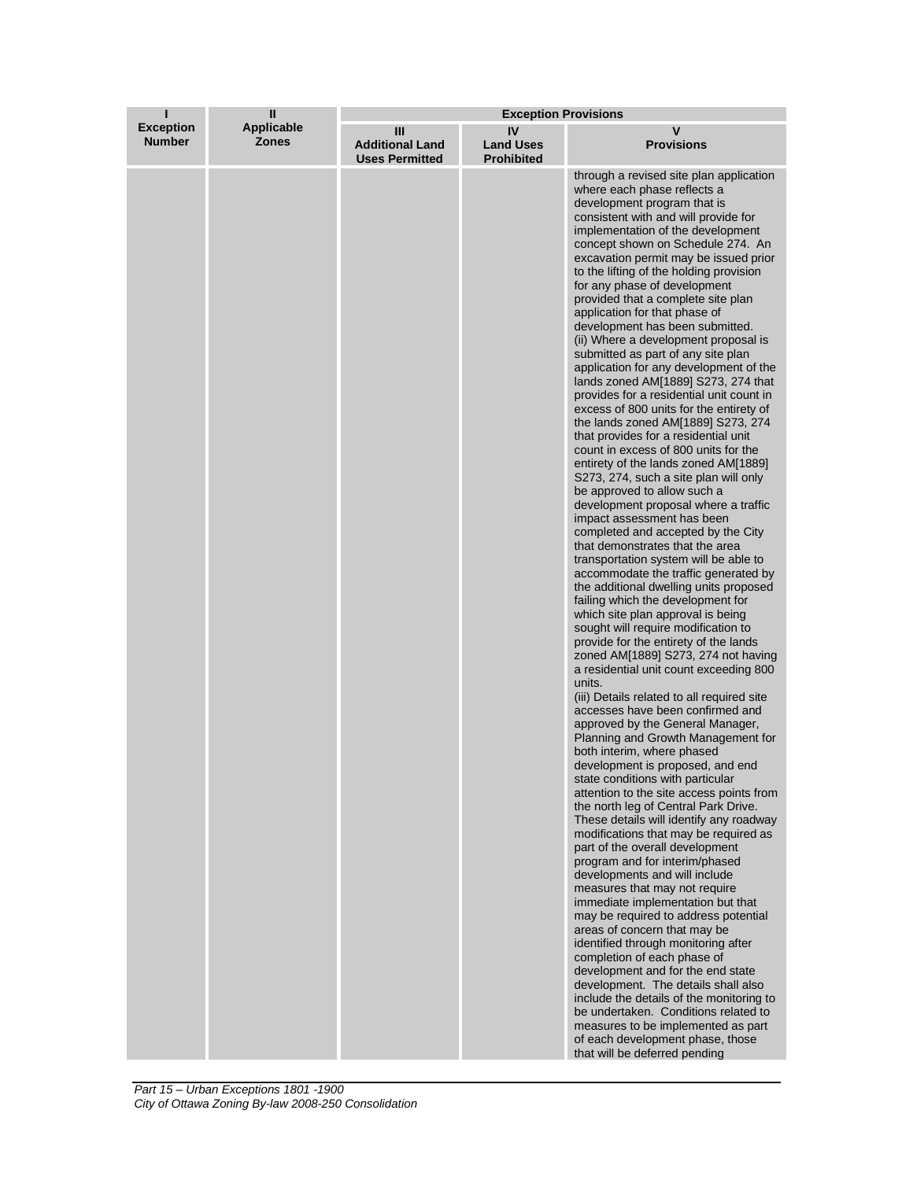| I<br>Exception Number | II<br>Applicable Zones | Exception Provisions | | |
|---|---|---|---|---|
| | | III<br>Additional Land Uses Permitted | IV<br>Land Uses Prohibited | V<br>Provisions |
| | | | | through a revised site plan application where each phase reflects a development program that is consistent with and will provide for implementation of the development concept shown on Schedule 274. An excavation permit may be issued prior to the lifting of the holding provision for any phase of development provided that a complete site plan application for that phase of development has been submitted.<br>(ii) Where a development proposal is submitted as part of any site plan application for any development of the lands zoned AM[1889] S273, 274 that provides for a residential unit count in excess of 800 units for the entirety of the lands zoned AM[1889] S273, 274 that provides for a residential unit count in excess of 800 units for the entirety of the lands zoned AM[1889] S273, 274, such a site plan will only be approved to allow such a development proposal where a traffic impact assessment has been completed and accepted by the City that demonstrates that the area transportation system will be able to accommodate the traffic generated by the additional dwelling units proposed failing which the development for which site plan approval is being sought will require modification to provide for the entirety of the lands zoned AM[1889] S273, 274 not having a residential unit count exceeding 800 units.<br>(iii) Details related to all required site accesses have been confirmed and approved by the General Manager, Planning and Growth Management for both interim, where phased development is proposed, and end state conditions with particular attention to the site access points from the north leg of Central Park Drive. These details will identify any roadway modifications that may be required as part of the overall development program and for interim/phased developments and will include measures that may not require immediate implementation but that may be required to address potential areas of concern that may be identified through monitoring after completion of each phase of development and for the end state development. The details shall also include the details of the monitoring to be undertaken. Conditions related to measures to be implemented as part of each development phase, those that will be deferred pending |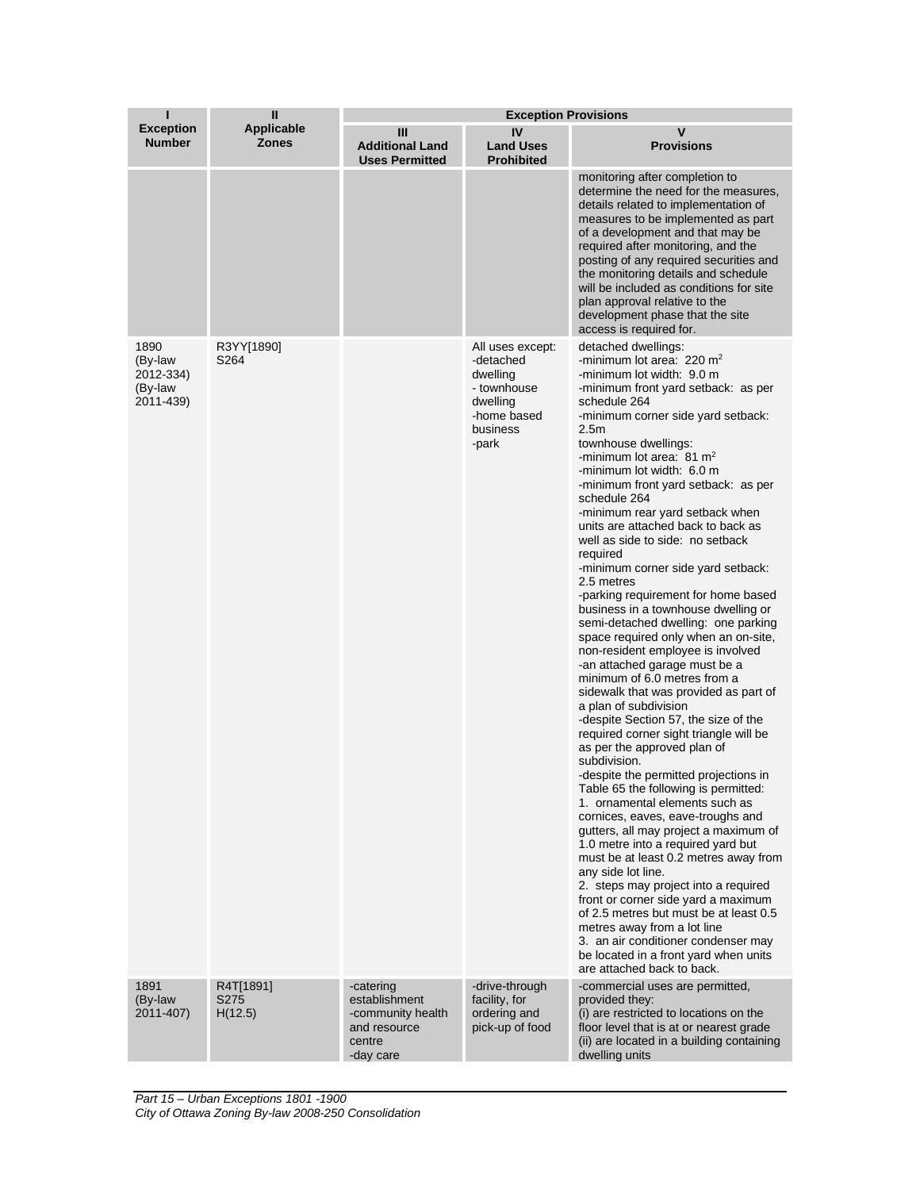| I<br>Exception Number | II<br>Applicable Zones | Exception Provisions | | |
|---|---|---|---|---|
| | | III<br>Additional Land Uses Permitted | IV<br>Land Uses Prohibited | V<br>Provisions |
| | | | | monitoring after completion to determine the need for the measures, details related to implementation of measures to be implemented as part of a development and that may be required after monitoring, and the posting of any required securities and the monitoring details and schedule will be included as conditions for site plan approval relative to the development phase that the site access is required for. |
| 1890 (By-law 2012-334) (By-law 2011-439) | R3YY[1890] S264 | | All uses except: -detached dwelling - townhouse dwelling -home based business -park | detached dwellings:<br>-minimum lot area: 220 m²<br>-minimum lot width: 9.0 m<br>-minimum front yard setback: as per schedule 264<br>-minimum corner side yard setback: 2.5m<br>townhouse dwellings:<br>-minimum lot area: 81 m²<br>-minimum lot width: 6.0 m<br>-minimum front yard setback: as per schedule 264<br>-minimum rear yard setback when units are attached back to back as well as side to side: no setback required<br>-minimum corner side yard setback: 2.5 metres<br>-parking requirement for home based business in a townhouse dwelling or semi-detached dwelling: one parking space required only when an on-site, non-resident employee is involved<br>-an attached garage must be a minimum of 6.0 metres from a sidewalk that was provided as part of a plan of subdivision<br>-despite Section 57, the size of the required corner sight triangle will be as per the approved plan of subdivision.<br>-despite the permitted projections in Table 65 the following is permitted:<br>1. ornamental elements such as cornices, eaves, eave-troughs and gutters, all may project a maximum of 1.0 metre into a required yard but must be at least 0.2 metres away from any side lot line.<br>2. steps may project into a required front or corner side yard a maximum of 2.5 metres but must be at least 0.5 metres away from a lot line<br>3. an air conditioner condenser may be located in a front yard when units are attached back to back. |
| 1891 (By-law 2011-407) | R4T[1891] S275 H(12.5) | -catering establishment -community health and resource centre -day care | -drive-through facility, for ordering and pick-up of food | -commercial uses are permitted, provided they:<br>(i) are restricted to locations on the floor level that is at or nearest grade<br>(ii) are located in a building containing dwelling units |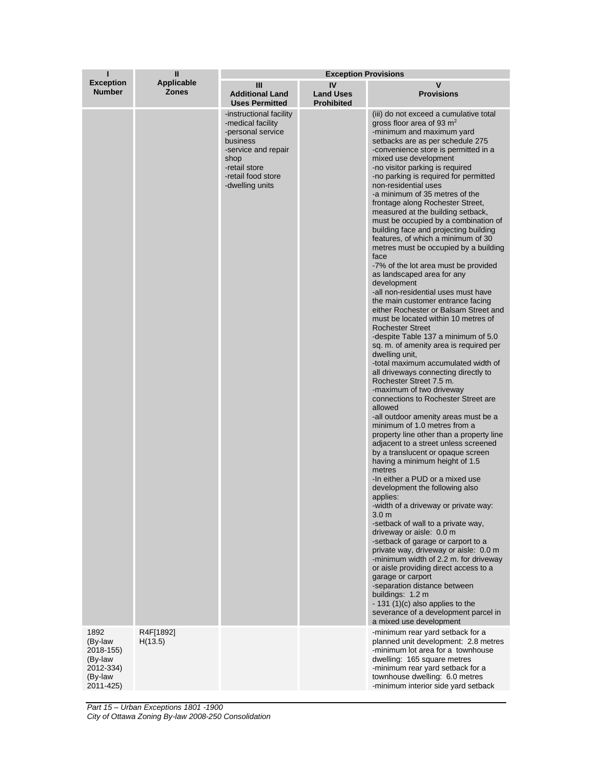| I<br>Exception Number | II<br>Applicable Zones | Exception Provisions | | |
|---|---|---|---|---|
| | | III<br>Additional Land Uses Permitted | IV<br>Land Uses Prohibited | V<br>Provisions |
| | | -instructional facility<br>-medical facility<br>-personal service business<br>-service and repair shop<br>-retail store<br>-retail food store<br>-dwelling units | | (iii) do not exceed a cumulative total gross floor area of 93 m$^2$<br>-minimum and maximum yard setbacks are as per schedule 275<br>-convenience store is permitted in a mixed use development<br>-no visitor parking is required<br>-no parking is required for permitted non-residential uses<br>-a minimum of 35 metres of the frontage along Rochester Street, measured at the building setback, must be occupied by a combination of building face and projecting building features, of which a minimum of 30 metres must be occupied by a building face<br>-7% of the lot area must be provided as landscaped area for any development<br>-all non-residential uses must have the main customer entrance facing either Rochester or Balsam Street and must be located within 10 metres of Rochester Street<br>-despite Table 137 a minimum of 5.0 sq. m. of amenity area is required per dwelling unit,<br>-total maximum accumulated width of all driveways connecting directly to Rochester Street 7.5 m.<br>-maximum of two driveway connections to Rochester Street are allowed<br>-all outdoor amenity areas must be a minimum of 1.0 metres from a property line other than a property line adjacent to a street unless screened by a translucent or opaque screen having a minimum height of 1.5 metres<br>-In either a PUD or a mixed use development the following also applies:<br>-width of a driveway or private way: 3.0 m<br>-setback of wall to a private way, driveway or aisle: 0.0 m<br>-setback of garage or carport to a private way, driveway or aisle: 0.0 m<br>-minimum width of 2.2 m. for driveway or aisle providing direct access to a garage or carport<br>-separation distance between buildings: 1.2 m<br>- 131 (1)(c) also applies to the severance of a development parcel in a mixed use development |
| 1892<br>(By-law 2018-155)<br>(By-law 2012-334)<br>(By-law 2011-425) | R4F[1892] H(13.5) | | | -minimum rear yard setback for a planned unit development: 2.8 metres<br>-minimum lot area for a townhouse dwelling: 165 square metres<br>-minimum rear yard setback for a townhouse dwelling: 6.0 metres<br>-minimum interior side yard setback |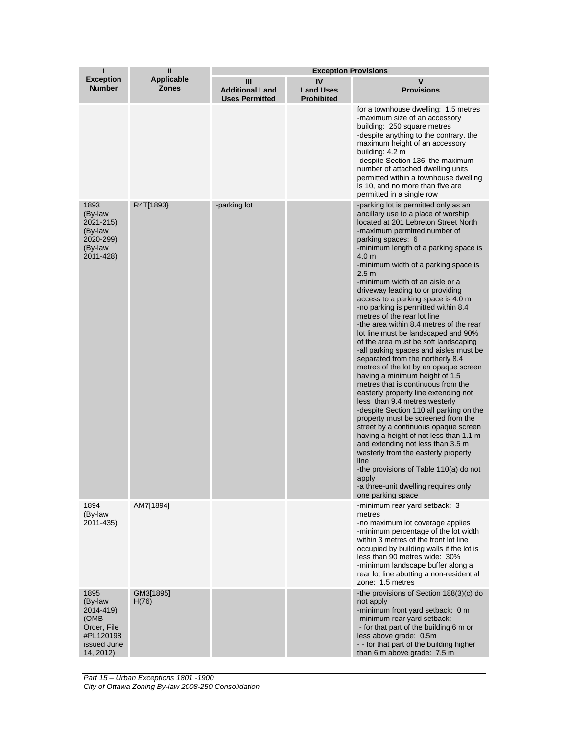| I<br>Exception Number | II<br>Applicable Zones | Exception Provisions | | |
|---|---|---|---|---|
| | | III<br>Additional Land Uses Permitted | IV<br>Land Uses Prohibited | V<br>Provisions |
| | | | | for a townhouse dwelling: 1.5 metres<br>-maximum size of an accessory building: 250 square metres<br>-despite anything to the contrary, the maximum height of an accessory building: 4.2 m<br>-despite Section 136, the maximum number of attached dwelling units permitted within a townhouse dwelling is 10, and no more than five are permitted in a single row |
| 1893 (By-law 2021-215) (By-law 2020-299) (By-law 2011-428) | R4T[1893} | -parking lot | | -parking lot is permitted only as an ancillary use to a place of worship located at 201 Lebreton Street North<br>-maximum permitted number of parking spaces: 6<br>-minimum length of a parking space is 4.0 m<br>-minimum width of a parking space is 2.5 m<br>-minimum width of an aisle or a driveway leading to or providing access to a parking space is 4.0 m<br>-no parking is permitted within 8.4 metres of the rear lot line<br>-the area within 8.4 metres of the rear lot line must be landscaped and 90% of the area must be soft landscaping<br>-all parking spaces and aisles must be separated from the northerly 8.4 metres of the lot by an opaque screen having a minimum height of 1.5 metres that is continuous from the easterly property line extending not less than 9.4 metres westerly<br>-despite Section 110 all parking on the property must be screened from the street by a continuous opaque screen having a height of not less than 1.1 m and extending not less than 3.5 m westerly from the easterly property line<br>-the provisions of Table 110(a) do not apply<br>-a three-unit dwelling requires only one parking space |
| 1894 (By-law 2011-435) | AM7[1894] | | | -minimum rear yard setback: 3 metres<br>-no maximum lot coverage applies<br>-minimum percentage of the lot width within 3 metres of the front lot line occupied by building walls if the lot is less than 90 metres wide: 30%<br>-minimum landscape buffer along a rear lot line abutting a non-residential zone: 1.5 metres |
| 1895 (By-law 2014-419) (OMB Order, File #PL120198 issued June 14, 2012) | GM3[1895] H(76) | | | -the provisions of Section 188(3)(c) do not apply<br>-minimum front yard setback: 0 m<br>-minimum rear yard setback:<br>- for that part of the building 6 m or less above grade: 0.5m<br>- - for that part of the building higher than 6 m above grade: 7.5 m |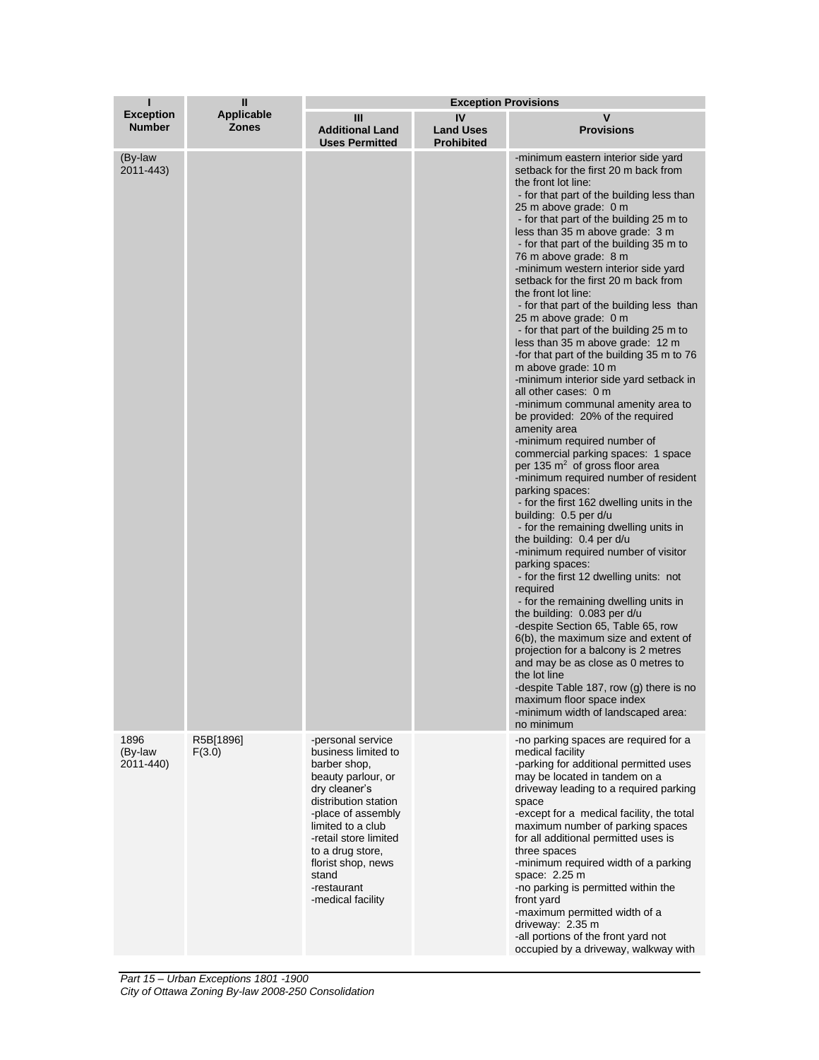| I | II | Exception Provisions | | |
|---|---|---|---|---|
| **Exception Number** | **Applicable Zones** | **III Additional Land Uses Permitted** | **IV Land Uses Prohibited** | **V Provisions** |
| (By-law 2011-443) | | | | -minimum eastern interior side yard setback for the first 20 m back from the front lot line:<br> - for that part of the building less than 25 m above grade: 0 m<br> - for that part of the building 25 m to less than 35 m above grade: 3 m<br> - for that part of the building 35 m to 76 m above grade: 8 m<br>-minimum western interior side yard setback for the first 20 m back from the front lot line:<br> - for that part of the building less than 25 m above grade: 0 m<br> - for that part of the building 25 m to less than 35 m above grade: 12 m<br>-for that part of the building 35 m to 76 m above grade: 10 m<br>-minimum interior side yard setback in all other cases: 0 m<br>-minimum communal amenity area to be provided: 20% of the required amenity area<br>-minimum required number of commercial parking spaces: 1 space per 135 $m^2$ of gross floor area<br>-minimum required number of resident parking spaces:<br> - for the first 162 dwelling units in the building: 0.5 per d/u<br> - for the remaining dwelling units in the building: 0.4 per d/u<br>-minimum required number of visitor parking spaces:<br> - for the first 12 dwelling units: not required<br> - for the remaining dwelling units in the building: 0.083 per d/u<br>-despite Section 65, Table 65, row 6(b), the maximum size and extent of projection for a balcony is 2 metres and may be as close as 0 metres to the lot line<br>-despite Table 187, row (g) there is no maximum floor space index<br>-minimum width of landscaped area: no minimum |
| 1896 (By-law 2011-440) | R5B[1896] F(3.0) | -personal service business limited to barber shop, beauty parlour, or dry cleaner's distribution station<br>-place of assembly limited to a club<br>-retail store limited to a drug store, florist shop, news stand<br>-restaurant<br>-medical facility | | -no parking spaces are required for a medical facility<br>-parking for additional permitted uses may be located in tandem on a driveway leading to a required parking space<br>-except for a medical facility, the total maximum number of parking spaces for all additional permitted uses is three spaces<br>-minimum required width of a parking space: 2.25 m<br>-no parking is permitted within the front yard<br>-maximum permitted width of a driveway: 2.35 m<br>-all portions of the front yard not occupied by a driveway, walkway with |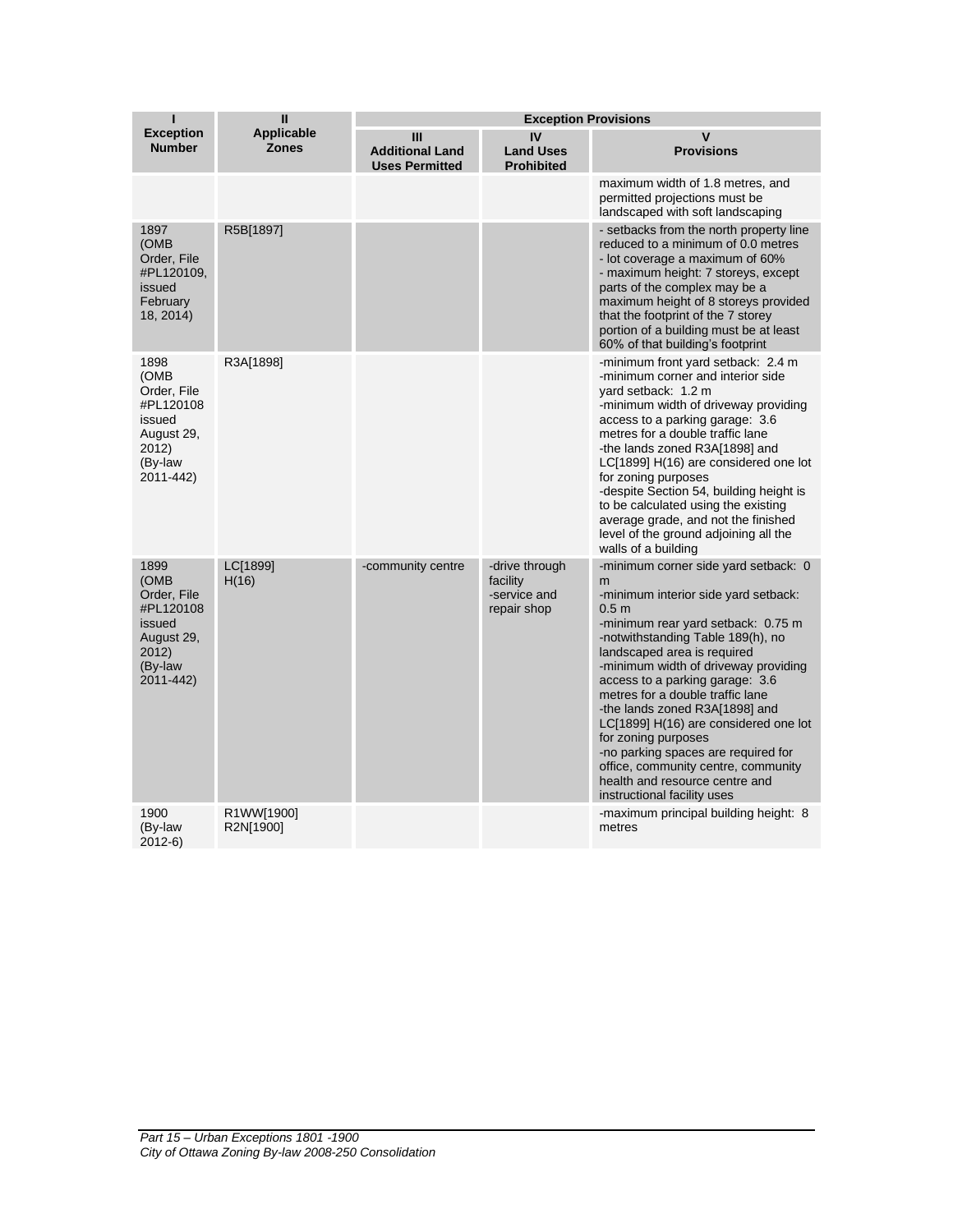| I<br>Exception Number | II<br>Applicable Zones | Exception Provisions | | |
|---|---|---|---|---|
| | | III<br>Additional Land Uses Permitted | IV<br>Land Uses Prohibited | V<br>Provisions |
| | | | | maximum width of 1.8 metres, and permitted projections must be landscaped with soft landscaping |
| 1897 (OMB Order, File #PL120109, issued February 18, 2014) | R5B[1897] | | | - setbacks from the north property line reduced to a minimum of 0.0 metres<br>- lot coverage a maximum of 60%<br>- maximum height: 7 storeys, except parts of the complex may be a maximum height of 8 storeys provided that the footprint of the 7 storey portion of a building must be at least 60% of that building's footprint |
| 1898 (OMB Order, File #PL120108 issued August 29, 2012) (By-law 2011-442) | R3A[1898] | | | -minimum front yard setback: 2.4 m<br>-minimum corner and interior side yard setback: 1.2 m<br>-minimum width of driveway providing access to a parking garage: 3.6 metres for a double traffic lane<br>-the lands zoned R3A[1898] and LC[1899] H(16) are considered one lot for zoning purposes<br>-despite Section 54, building height is to be calculated using the existing average grade, and not the finished level of the ground adjoining all the walls of a building |
| 1899 (OMB Order, File #PL120108 issued August 29, 2012) (By-law 2011-442) | LC[1899] H(16) | -community centre | -drive through facility<br>-service and repair shop | -minimum corner side yard setback: 0 m<br>-minimum interior side yard setback: 0.5 m<br>-minimum rear yard setback: 0.75 m<br>-notwithstanding Table 189(h), no landscaped area is required<br>-minimum width of driveway providing access to a parking garage: 3.6 metres for a double traffic lane<br>-the lands zoned R3A[1898] and LC[1899] H(16) are considered one lot for zoning purposes<br>-no parking spaces are required for office, community centre, community health and resource centre and instructional facility uses |
| 1900 (By-law 2012-6) | R1WW[1900] R2N[1900] | | | -maximum principal building height: 8 metres |